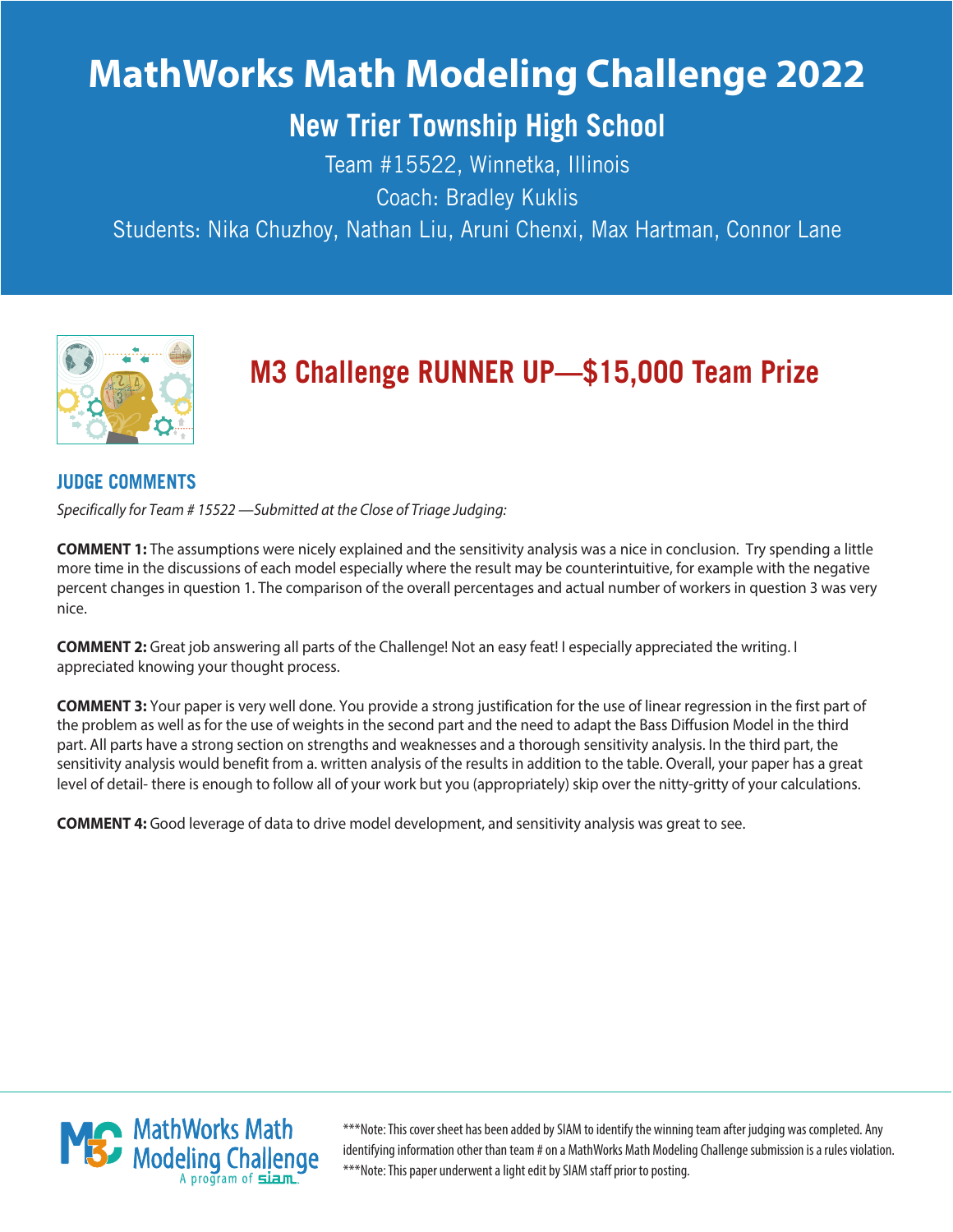# MathWorks Math Modeling Challenge 2022

## New Trier Township High School

Team #15522, Winnetka, Illinois

Coach: Bradley Kuklis

Students: Nika Chuzhoy, Nathan Liu, Aruni Chenxi, Max Hartman, Connor Lane

## M3 Challenge RUNNER UP—$15,000 Team Prize

### JUDGE COMMENTS

*Specifically for Team # 15522 —Submitted at the Close of Triage Judging:*

**COMMENT 1:** The assumptions were nicely explained and the sensitivity analysis was a nice in conclusion. Try spending a little more time in the discussions of each model especially where the result may be counterintuitive, for example with the negative percent changes in question 1. The comparison of the overall percentages and actual number of workers in question 3 was very nice.

**COMMENT 2:** Great job answering all parts of the Challenge! Not an easy feat! I especially appreciated the writing. I appreciated knowing your thought process.

**COMMENT 3:** Your paper is very well done. You provide a strong justification for the use of linear regression in the first part of the problem as well as for the use of weights in the second part and the need to adapt the Bass Diffusion Model in the third part. All parts have a strong section on strengths and weaknesses and a thorough sensitivity analysis. In the third part, the sensitivity analysis would benefit from a. written analysis of the results in addition to the table. Overall, your paper has a great level of detail- there is enough to follow all of your work but you (appropriately) skip over the nitty-gritty of your calculations.

**COMMENT 4:** Good leverage of data to drive model development, and sensitivity analysis was great to see.

***Note: This cover sheet has been added by SIAM to identify the winning team after judging was completed. Any identifying information other than team # on a MathWorks Math Modeling Challenge submission is a rules violation.

***Note: This paper underwent a light edit by SIAM staff prior to posting.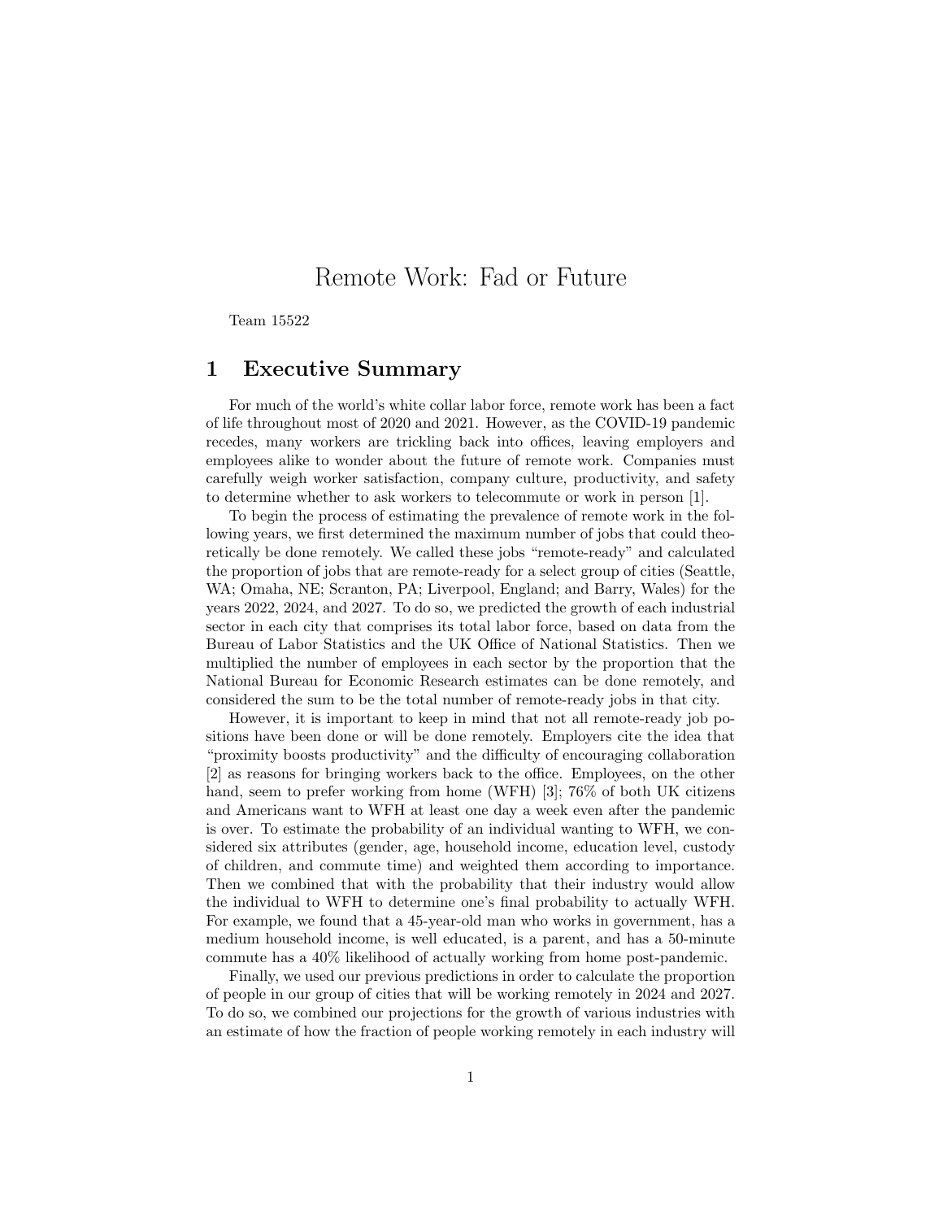# Remote Work: Fad or Future

Team 15522

## 1 Executive Summary

For much of the world's white collar labor force, remote work has been a fact of life throughout most of 2020 and 2021. However, as the COVID-19 pandemic recedes, many workers are trickling back into offices, leaving employers and employees alike to wonder about the future of remote work. Companies must carefully weigh worker satisfaction, company culture, productivity, and safety to determine whether to ask workers to telecommute or work in person [1].

To begin the process of estimating the prevalence of remote work in the following years, we first determined the maximum number of jobs that could theoretically be done remotely. We called these jobs "remote-ready" and calculated the proportion of jobs that are remote-ready for a select group of cities (Seattle, WA; Omaha, NE; Scranton, PA; Liverpool, England; and Barry, Wales) for the years 2022, 2024, and 2027. To do so, we predicted the growth of each industrial sector in each city that comprises its total labor force, based on data from the Bureau of Labor Statistics and the UK Office of National Statistics. Then we multiplied the number of employees in each sector by the proportion that the National Bureau for Economic Research estimates can be done remotely, and considered the sum to be the total number of remote-ready jobs in that city.

However, it is important to keep in mind that not all remote-ready job positions have been done or will be done remotely. Employers cite the idea that "proximity boosts productivity" and the difficulty of encouraging collaboration [2] as reasons for bringing workers back to the office. Employees, on the other hand, seem to prefer working from home (WFH) [3]; 76% of both UK citizens and Americans want to WFH at least one day a week even after the pandemic is over. To estimate the probability of an individual wanting to WFH, we considered six attributes (gender, age, household income, education level, custody of children, and commute time) and weighted them according to importance. Then we combined that with the probability that their industry would allow the individual to WFH to determine one's final probability to actually WFH. For example, we found that a 45-year-old man who works in government, has a medium household income, is well educated, is a parent, and has a 50-minute commute has a 40% likelihood of actually working from home post-pandemic.

Finally, we used our previous predictions in order to calculate the proportion of people in our group of cities that will be working remotely in 2024 and 2027. To do so, we combined our projections for the growth of various industries with an estimate of how the fraction of people working remotely in each industry will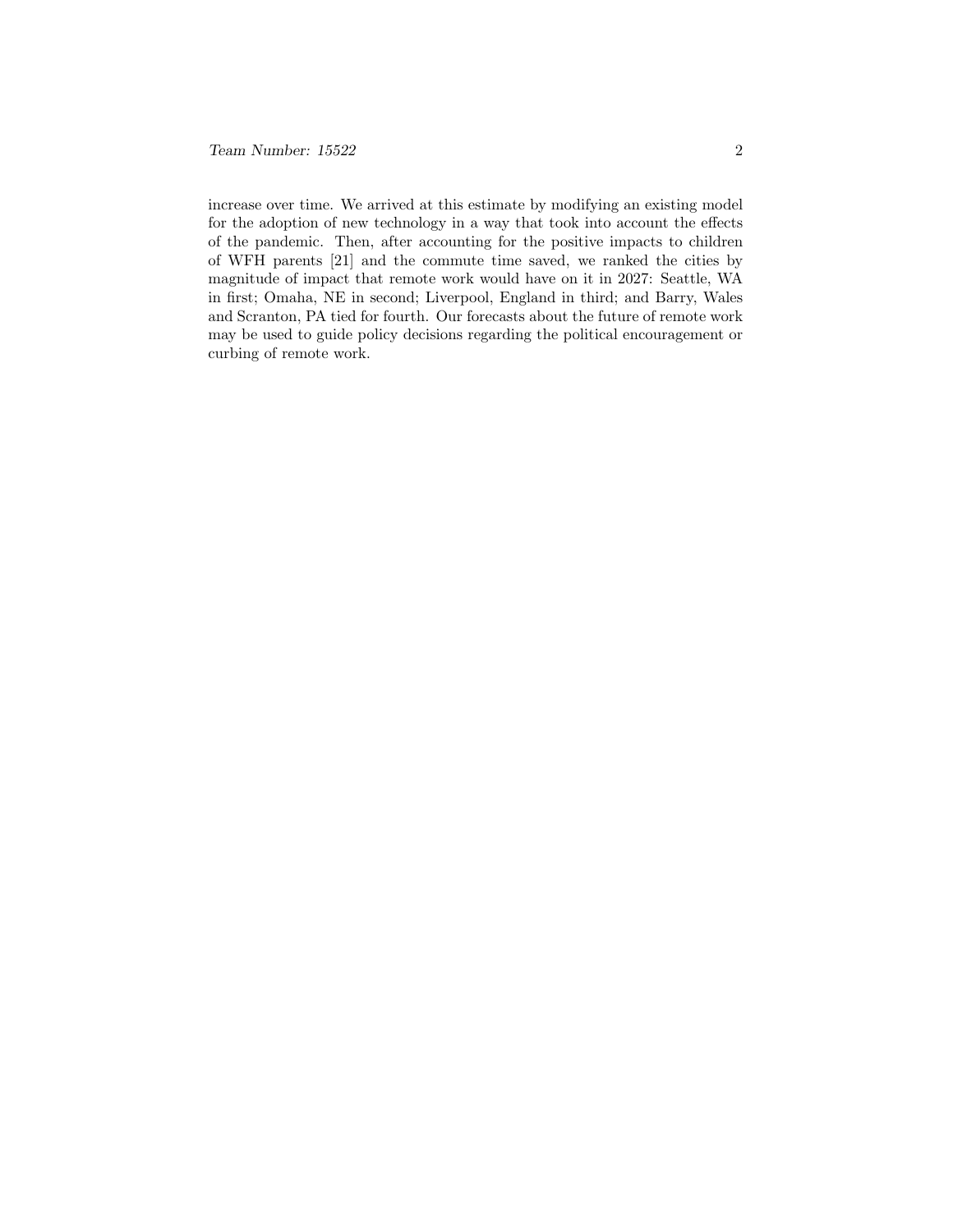increase over time. We arrived at this estimate by modifying an existing model for the adoption of new technology in a way that took into account the effects of the pandemic. Then, after accounting for the positive impacts to children of WFH parents [21] and the commute time saved, we ranked the cities by magnitude of impact that remote work would have on it in 2027: Seattle, WA in first; Omaha, NE in second; Liverpool, England in third; and Barry, Wales and Scranton, PA tied for fourth. Our forecasts about the future of remote work may be used to guide policy decisions regarding the political encouragement or curbing of remote work.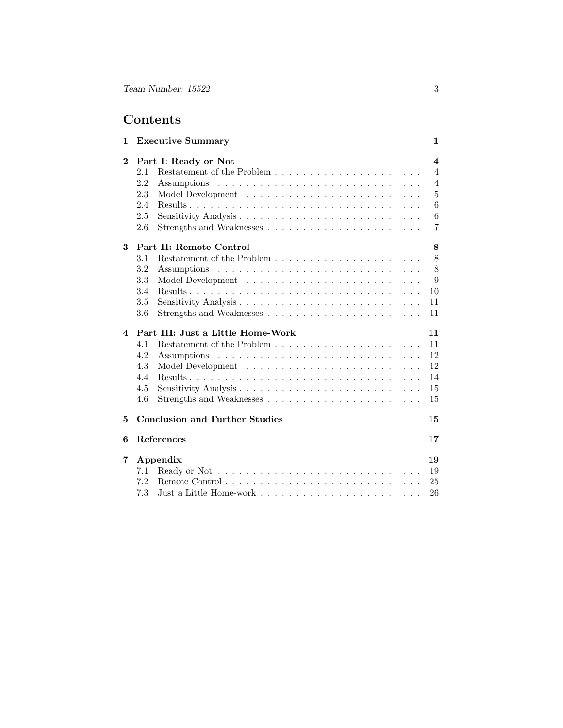# Contents

**1 Executive Summary** — 1

**2 Part I: Ready or Not** — 4
- 2.1 Restatement of the Problem — 4
- 2.2 Assumptions — 4
- 2.3 Model Development — 5
- 2.4 Results — 6
- 2.5 Sensitivity Analysis — 6
- 2.6 Strengths and Weaknesses — 7

**3 Part II: Remote Control** — 8
- 3.1 Restatement of the Problem — 8
- 3.2 Assumptions — 8
- 3.3 Model Development — 9
- 3.4 Results — 10
- 3.5 Sensitivity Analysis — 11
- 3.6 Strengths and Weaknesses — 11

**4 Part III: Just a Little Home-Work** — 11
- 4.1 Restatement of the Problem — 11
- 4.2 Assumptions — 12
- 4.3 Model Development — 12
- 4.4 Results — 14
- 4.5 Sensitivity Analysis — 15
- 4.6 Strengths and Weaknesses — 15

**5 Conclusion and Further Studies** — 15

**6 References** — 17

**7 Appendix** — 19
- 7.1 Ready or Not — 19
- 7.2 Remote Control — 25
- 7.3 Just a Little Home-work — 26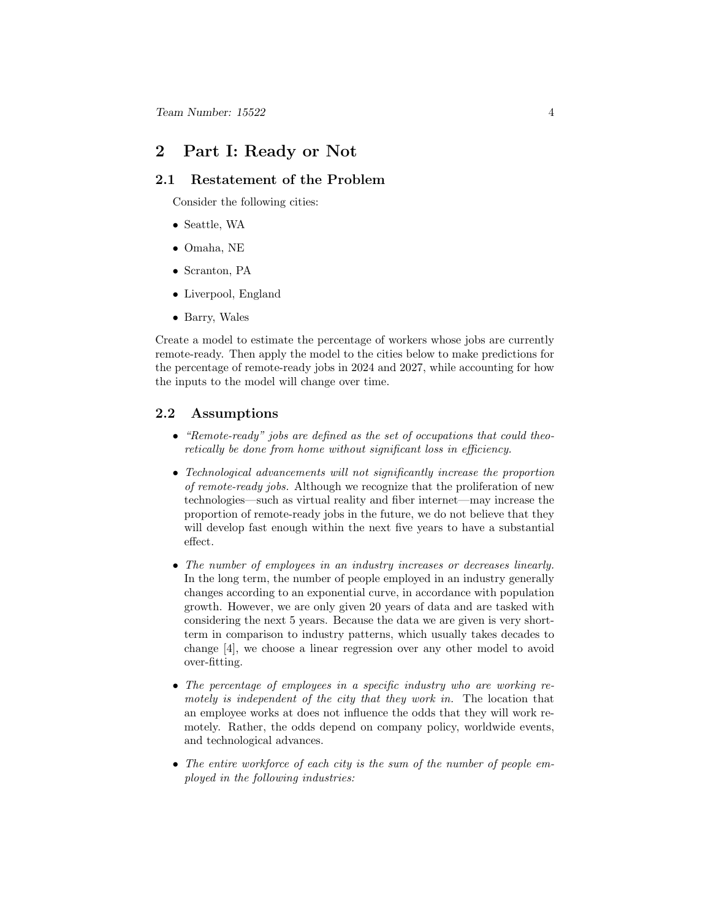# 2 Part I: Ready or Not

## 2.1 Restatement of the Problem

Consider the following cities:

- Seattle, WA
- Omaha, NE
- Scranton, PA
- Liverpool, England
- Barry, Wales

Create a model to estimate the percentage of workers whose jobs are currently remote-ready. Then apply the model to the cities below to make predictions for the percentage of remote-ready jobs in 2024 and 2027, while accounting for how the inputs to the model will change over time.

## 2.2 Assumptions

- *"Remote-ready" jobs are defined as the set of occupations that could theoretically be done from home without significant loss in efficiency.*
- *Technological advancements will not significantly increase the proportion of remote-ready jobs.* Although we recognize that the proliferation of new technologies—such as virtual reality and fiber internet—may increase the proportion of remote-ready jobs in the future, we do not believe that they will develop fast enough within the next five years to have a substantial effect.
- *The number of employees in an industry increases or decreases linearly.* In the long term, the number of people employed in an industry generally changes according to an exponential curve, in accordance with population growth. However, we are only given 20 years of data and are tasked with considering the next 5 years. Because the data we are given is very short-term in comparison to industry patterns, which usually takes decades to change [4], we choose a linear regression over any other model to avoid over-fitting.
- *The percentage of employees in a specific industry who are working remotely is independent of the city that they work in.* The location that an employee works at does not influence the odds that they will work remotely. Rather, the odds depend on company policy, worldwide events, and technological advances.
- *The entire workforce of each city is the sum of the number of people employed in the following industries:*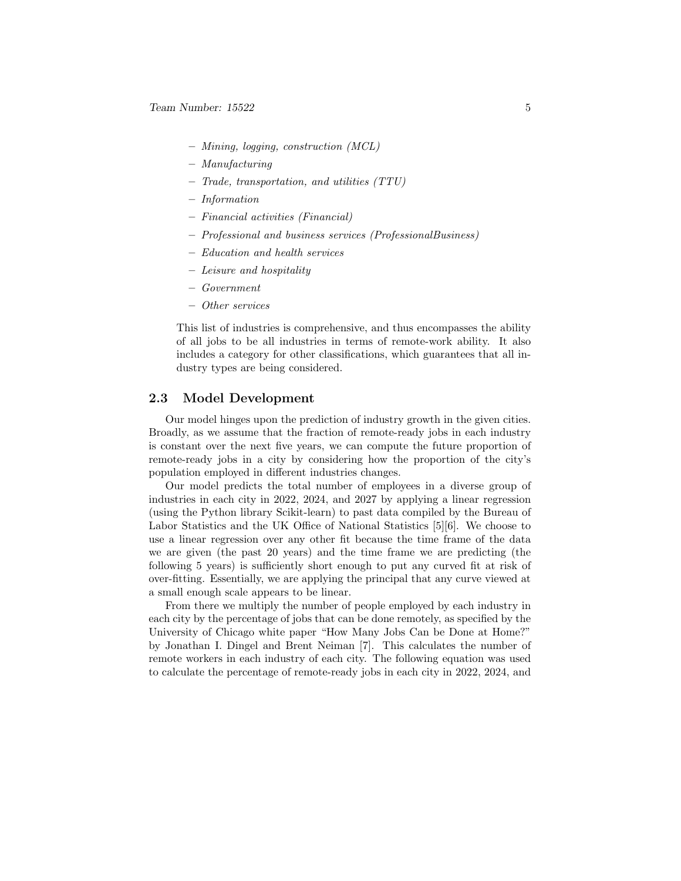- *Mining, logging, construction (MCL)*
  - *Manufacturing*
  - *Trade, transportation, and utilities (TTU)*
  - *Information*
  - *Financial activities (Financial)*
  - *Professional and business services (ProfessionalBusiness)*
  - *Education and health services*
  - *Leisure and hospitality*
  - *Government*
  - *Other services*

  This list of industries is comprehensive, and thus encompasses the ability of all jobs to be all industries in terms of remote-work ability. It also includes a category for other classifications, which guarantees that all industry types are being considered.

## 2.3 Model Development

Our model hinges upon the prediction of industry growth in the given cities. Broadly, as we assume that the fraction of remote-ready jobs in each industry is constant over the next five years, we can compute the future proportion of remote-ready jobs in a city by considering how the proportion of the city's population employed in different industries changes.

Our model predicts the total number of employees in a diverse group of industries in each city in 2022, 2024, and 2027 by applying a linear regression (using the Python library Scikit-learn) to past data compiled by the Bureau of Labor Statistics and the UK Office of National Statistics [5][6]. We choose to use a linear regression over any other fit because the time frame of the data we are given (the past 20 years) and the time frame we are predicting (the following 5 years) is sufficiently short enough to put any curved fit at risk of over-fitting. Essentially, we are applying the principal that any curve viewed at a small enough scale appears to be linear.

From there we multiply the number of people employed by each industry in each city by the percentage of jobs that can be done remotely, as specified by the University of Chicago white paper "How Many Jobs Can be Done at Home?" by Jonathan I. Dingel and Brent Neiman [7]. This calculates the number of remote workers in each industry of each city. The following equation was used to calculate the percentage of remote-ready jobs in each city in 2022, 2024, and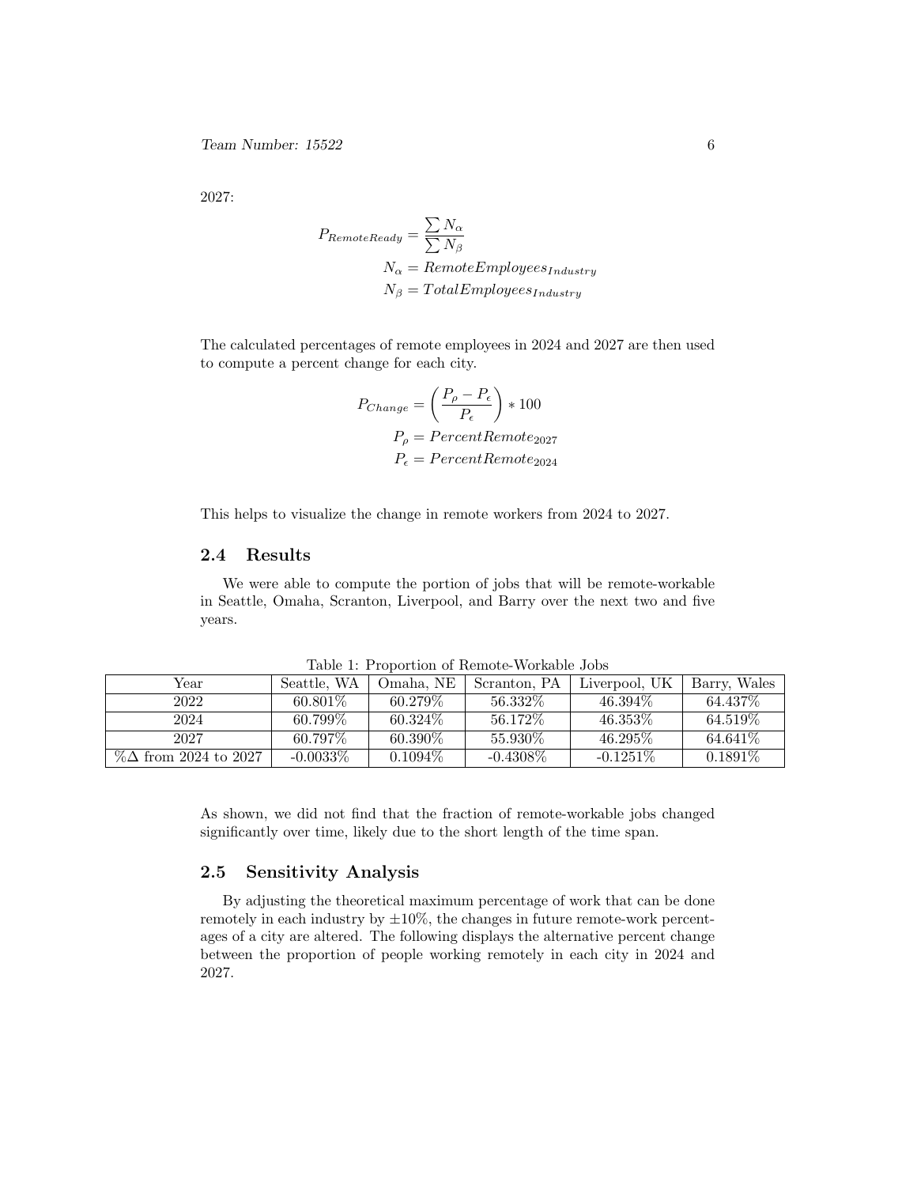2027:

$$P_{RemoteReady} = \frac{\sum N_\alpha}{\sum N_\beta}$$
$$N_\alpha = RemoteEmployees_{Industry}$$
$$N_\beta = TotalEmployees_{Industry}$$

The calculated percentages of remote employees in 2024 and 2027 are then used to compute a percent change for each city.

$$P_{Change} = \left(\frac{P_\rho - P_\epsilon}{P_\epsilon}\right) * 100$$
$$P_\rho = PercentRemote_{2027}$$
$$P_\epsilon = PercentRemote_{2024}$$

This helps to visualize the change in remote workers from 2024 to 2027.

### 2.4 Results

We were able to compute the portion of jobs that will be remote-workable in Seattle, Omaha, Scranton, Liverpool, and Barry over the next two and five years.

Table 1: Proportion of Remote-Workable Jobs

| Year | Seattle, WA | Omaha, NE | Scranton, PA | Liverpool, UK | Barry, Wales |
|---|---|---|---|---|---|
| 2022 | 60.801% | 60.279% | 56.332% | 46.394% | 64.437% |
| 2024 | 60.799% | 60.324% | 56.172% | 46.353% | 64.519% |
| 2027 | 60.797% | 60.390% | 55.930% | 46.295% | 64.641% |
| %Δ from 2024 to 2027 | -0.0033% | 0.1094% | -0.4308% | -0.1251% | 0.1891% |

As shown, we did not find that the fraction of remote-workable jobs changed significantly over time, likely due to the short length of the time span.

### 2.5 Sensitivity Analysis

By adjusting the theoretical maximum percentage of work that can be done remotely in each industry by $\pm 10\%$, the changes in future remote-work percentages of a city are altered. The following displays the alternative percent change between the proportion of people working remotely in each city in 2024 and 2027.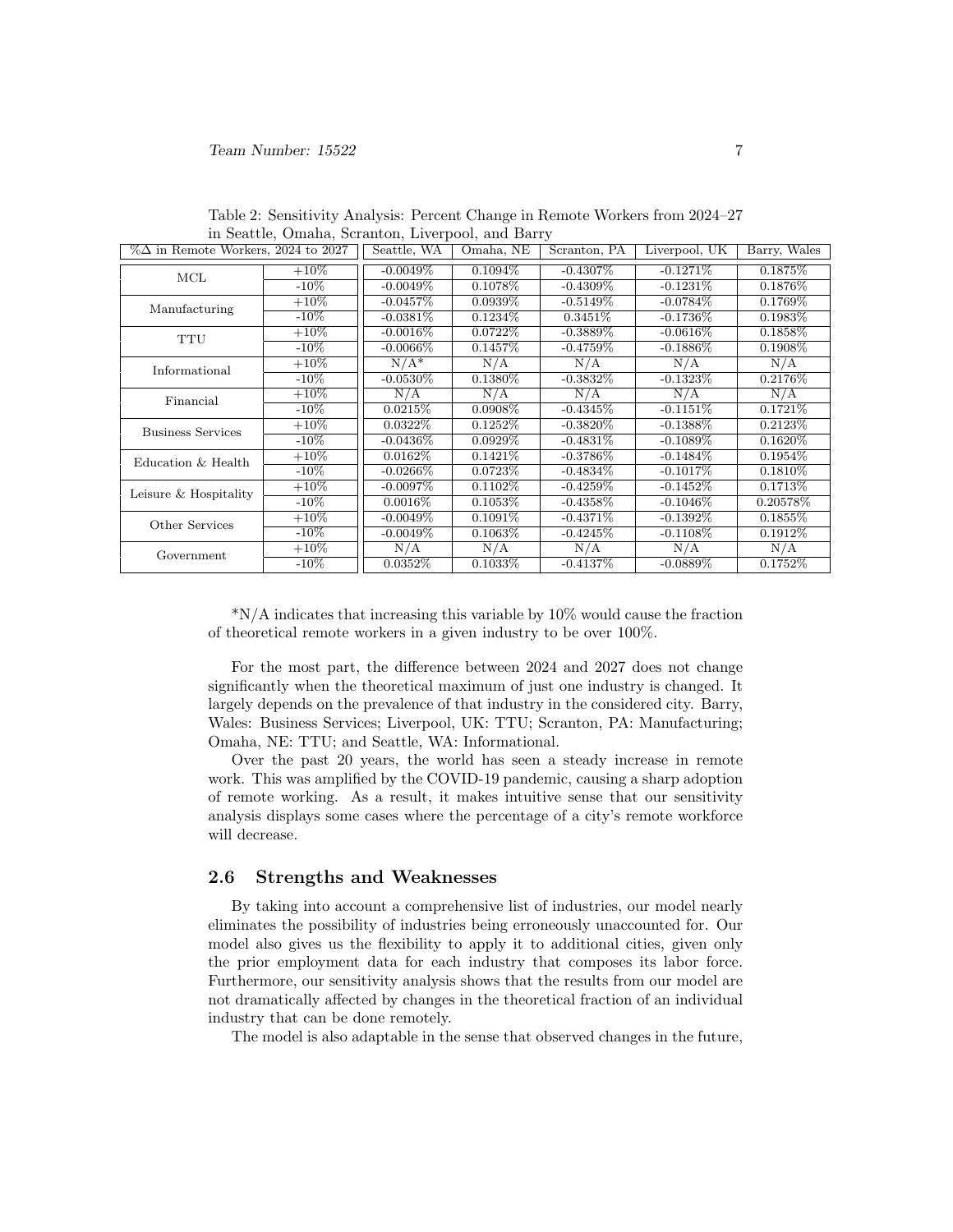Table 2: Sensitivity Analysis: Percent Change in Remote Workers from 2024–27 in Seattle, Omaha, Scranton, Liverpool, and Barry

| %Δ in Remote Workers, 2024 to 2027 | | Seattle, WA | Omaha, NE | Scranton, PA | Liverpool, UK | Barry, Wales |
|---|---|---|---|---|---|---|
| MCL | +10% | -0.0049% | 0.1094% | -0.4307% | -0.1271% | 0.1875% |
| | -10% | -0.0049% | 0.1078% | -0.4309% | -0.1231% | 0.1876% |
| Manufacturing | +10% | -0.0457% | 0.0939% | -0.5149% | -0.0784% | 0.1769% |
| | -10% | -0.0381% | 0.1234% | 0.3451% | -0.1736% | 0.1983% |
| TTU | +10% | -0.0016% | 0.0722% | -0.3889% | -0.0616% | 0.1858% |
| | -10% | -0.0066% | 0.1457% | -0.4759% | -0.1886% | 0.1908% |
| Informational | +10% | N/A* | N/A | N/A | N/A | N/A |
| | -10% | -0.0530% | 0.1380% | -0.3832% | -0.1323% | 0.2176% |
| Financial | +10% | N/A | N/A | N/A | N/A | N/A |
| | -10% | 0.0215% | 0.0908% | -0.4345% | -0.1151% | 0.1721% |
| Business Services | +10% | 0.0322% | 0.1252% | -0.3820% | -0.1388% | 0.2123% |
| | -10% | -0.0436% | 0.0929% | -0.4831% | -0.1089% | 0.1620% |
| Education & Health | +10% | 0.0162% | 0.1421% | -0.3786% | -0.1484% | 0.1954% |
| | -10% | -0.0266% | 0.0723% | -0.4834% | -0.1017% | 0.1810% |
| Leisure & Hospitality | +10% | -0.0097% | 0.1102% | -0.4259% | -0.1452% | 0.1713% |
| | -10% | 0.0016% | 0.1053% | -0.4358% | -0.1046% | 0.20578% |
| Other Services | +10% | -0.0049% | 0.1091% | -0.4371% | -0.1392% | 0.1855% |
| | -10% | -0.0049% | 0.1063% | -0.4245% | -0.1108% | 0.1912% |
| Government | +10% | N/A | N/A | N/A | N/A | N/A |
| | -10% | 0.0352% | 0.1033% | -0.4137% | -0.0889% | 0.1752% |

*N/A indicates that increasing this variable by 10% would cause the fraction of theoretical remote workers in a given industry to be over 100%.

For the most part, the difference between 2024 and 2027 does not change significantly when the theoretical maximum of just one industry is changed. It largely depends on the prevalence of that industry in the considered city. Barry, Wales: Business Services; Liverpool, UK: TTU; Scranton, PA: Manufacturing; Omaha, NE: TTU; and Seattle, WA: Informational.

Over the past 20 years, the world has seen a steady increase in remote work. This was amplified by the COVID-19 pandemic, causing a sharp adoption of remote working. As a result, it makes intuitive sense that our sensitivity analysis displays some cases where the percentage of a city's remote workforce will decrease.

## 2.6 Strengths and Weaknesses

By taking into account a comprehensive list of industries, our model nearly eliminates the possibility of industries being erroneously unaccounted for. Our model also gives us the flexibility to apply it to additional cities, given only the prior employment data for each industry that composes its labor force. Furthermore, our sensitivity analysis shows that the results from our model are not dramatically affected by changes in the theoretical fraction of an individual industry that can be done remotely.

The model is also adaptable in the sense that observed changes in the future,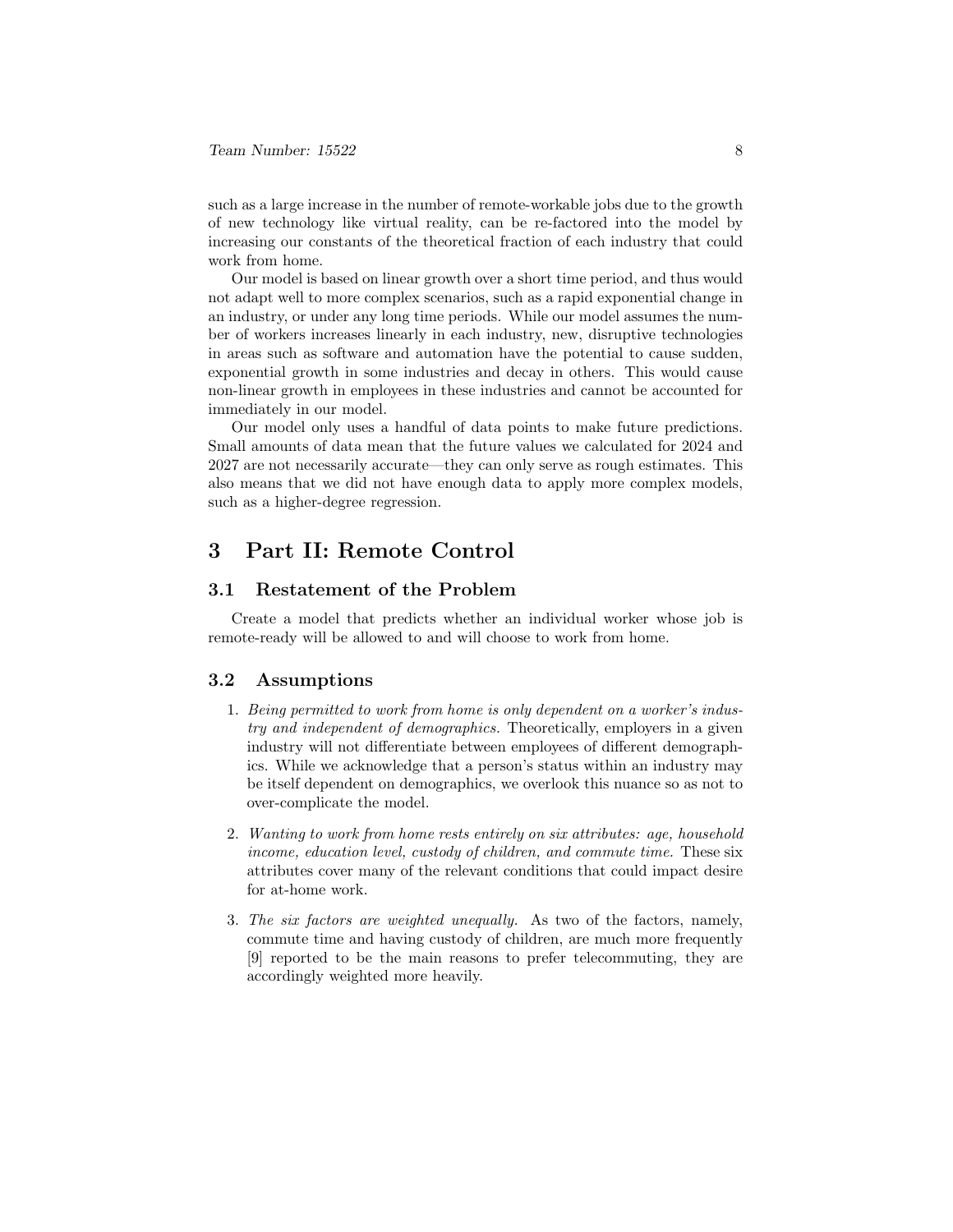such as a large increase in the number of remote-workable jobs due to the growth of new technology like virtual reality, can be re-factored into the model by increasing our constants of the theoretical fraction of each industry that could work from home.

Our model is based on linear growth over a short time period, and thus would not adapt well to more complex scenarios, such as a rapid exponential change in an industry, or under any long time periods. While our model assumes the number of workers increases linearly in each industry, new, disruptive technologies in areas such as software and automation have the potential to cause sudden, exponential growth in some industries and decay in others. This would cause non-linear growth in employees in these industries and cannot be accounted for immediately in our model.

Our model only uses a handful of data points to make future predictions. Small amounts of data mean that the future values we calculated for 2024 and 2027 are not necessarily accurate—they can only serve as rough estimates. This also means that we did not have enough data to apply more complex models, such as a higher-degree regression.

# 3 Part II: Remote Control

## 3.1 Restatement of the Problem

Create a model that predicts whether an individual worker whose job is remote-ready will be allowed to and will choose to work from home.

## 3.2 Assumptions

1. *Being permitted to work from home is only dependent on a worker's industry and independent of demographics.* Theoretically, employers in a given industry will not differentiate between employees of different demographics. While we acknowledge that a person's status within an industry may be itself dependent on demographics, we overlook this nuance so as not to over-complicate the model.

2. *Wanting to work from home rests entirely on six attributes: age, household income, education level, custody of children, and commute time.* These six attributes cover many of the relevant conditions that could impact desire for at-home work.

3. *The six factors are weighted unequally.* As two of the factors, namely, commute time and having custody of children, are much more frequently [9] reported to be the main reasons to prefer telecommuting, they are accordingly weighted more heavily.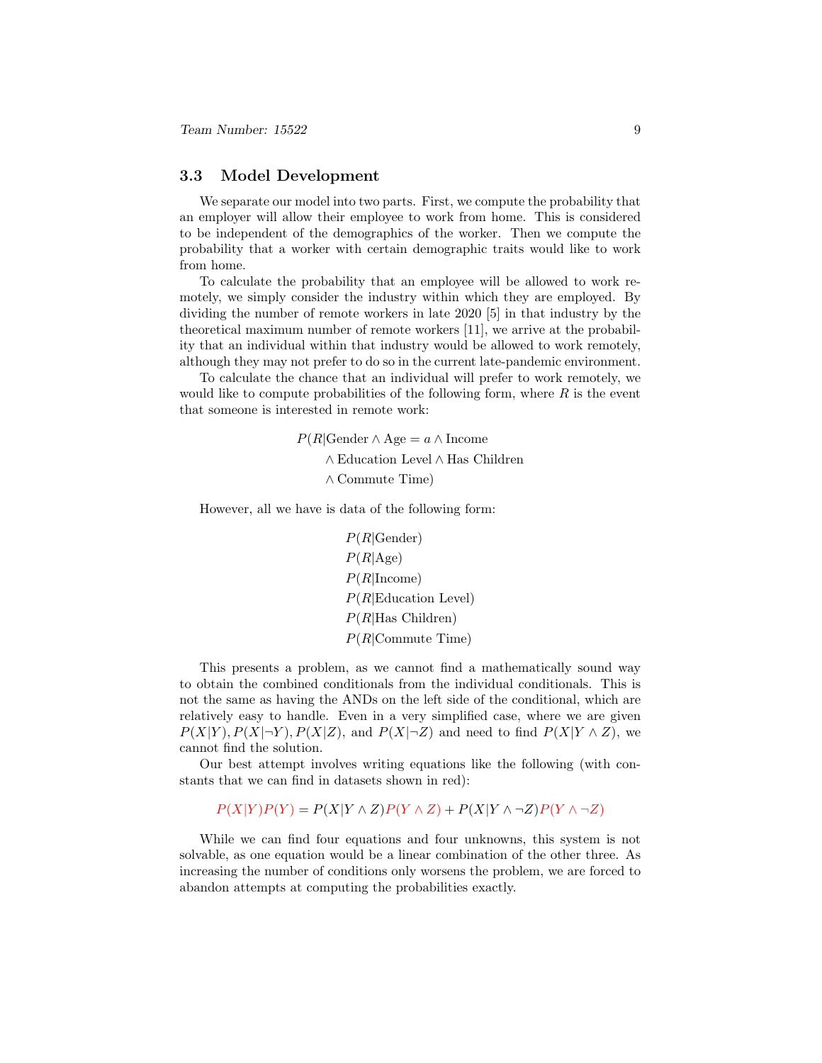### 3.3 Model Development

We separate our model into two parts. First, we compute the probability that an employer will allow their employee to work from home. This is considered to be independent of the demographics of the worker. Then we compute the probability that a worker with certain demographic traits would like to work from home.

To calculate the probability that an employee will be allowed to work remotely, we simply consider the industry within which they are employed. By dividing the number of remote workers in late 2020 [5] in that industry by the theoretical maximum number of remote workers [11], we arrive at the probability that an individual within that industry would be allowed to work remotely, although they may not prefer to do so in the current late-pandemic environment.

To calculate the chance that an individual will prefer to work remotely, we would like to compute probabilities of the following form, where $R$ is the event that someone is interested in remote work:

$$
\begin{aligned}
P(R|&\text{Gender} \wedge \text{Age} = a \wedge \text{Income} \\
&\wedge \text{Education Level} \wedge \text{Has Children} \\
&\wedge \text{Commute Time})
\end{aligned}
$$

However, all we have is data of the following form:

$$
\begin{aligned}
&P(R|\text{Gender}) \\
&P(R|\text{Age}) \\
&P(R|\text{Income}) \\
&P(R|\text{Education Level}) \\
&P(R|\text{Has Children}) \\
&P(R|\text{Commute Time})
\end{aligned}
$$

This presents a problem, as we cannot find a mathematically sound way to obtain the combined conditionals from the individual conditionals. This is not the same as having the ANDs on the left side of the conditional, which are relatively easy to handle. Even in a very simplified case, where we are given $P(X|Y), P(X|\neg Y), P(X|Z)$, and $P(X|\neg Z)$ and need to find $P(X|Y \wedge Z)$, we cannot find the solution.

Our best attempt involves writing equations like the following (with constants that we can find in datasets shown in red):

$$
P(X|Y)P(Y) = P(X|Y \wedge Z)P(Y \wedge Z) + P(X|Y \wedge \neg Z)P(Y \wedge \neg Z)
$$

While we can find four equations and four unknowns, this system is not solvable, as one equation would be a linear combination of the other three. As increasing the number of conditions only worsens the problem, we are forced to abandon attempts at computing the probabilities exactly.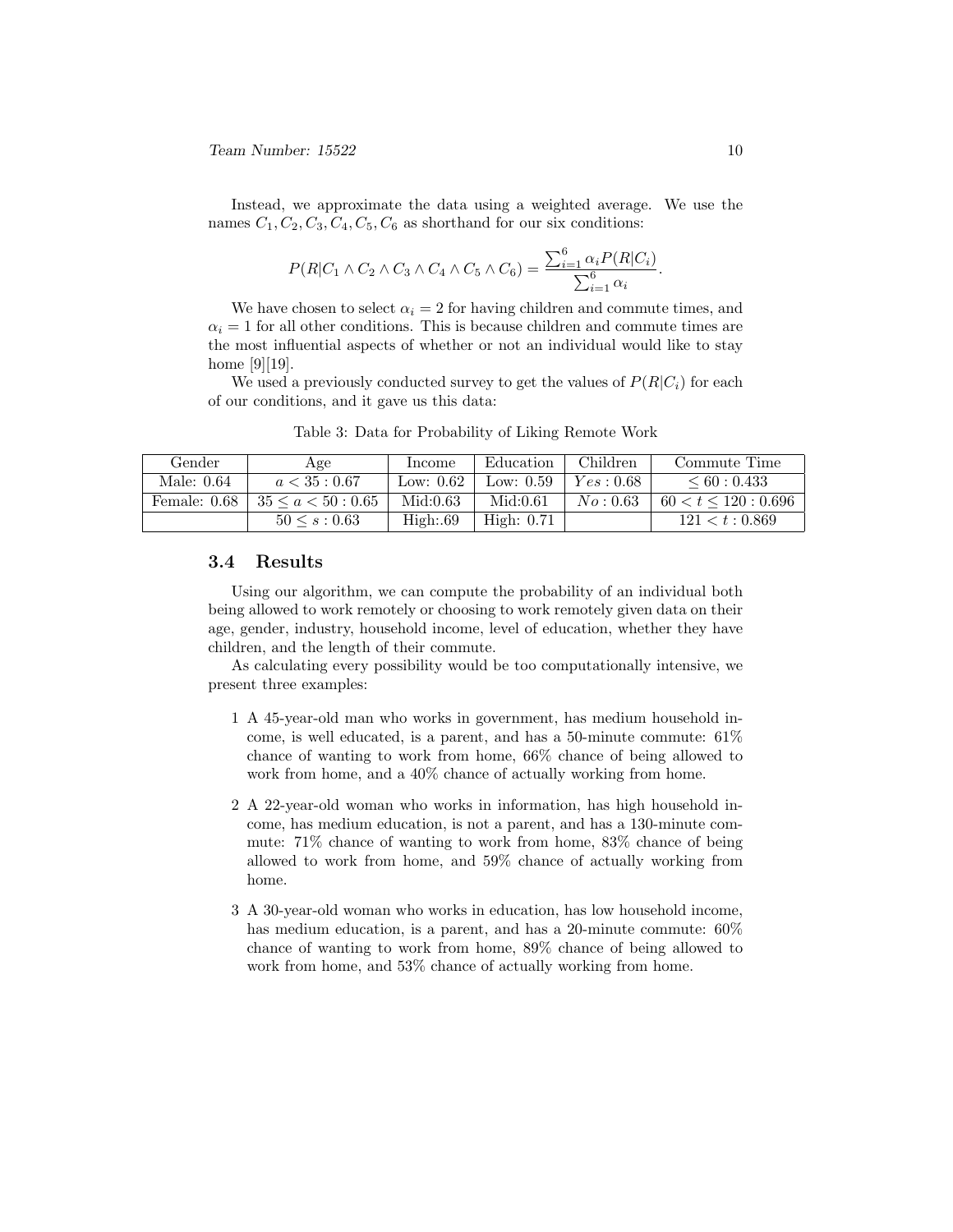Instead, we approximate the data using a weighted average. We use the names $C_1, C_2, C_3, C_4, C_5, C_6$ as shorthand for our six conditions:

$$P(R|C_1 \wedge C_2 \wedge C_3 \wedge C_4 \wedge C_5 \wedge C_6) = \frac{\sum_{i=1}^{6} \alpha_i P(R|C_i)}{\sum_{i=1}^{6} \alpha_i}.$$

We have chosen to select $\alpha_i = 2$ for having children and commute times, and $\alpha_i = 1$ for all other conditions. This is because children and commute times are the most influential aspects of whether or not an individual would like to stay home [9][19].

We used a previously conducted survey to get the values of $P(R|C_i)$ for each of our conditions, and it gave us this data:

Table 3: Data for Probability of Liking Remote Work

| Gender | Age | Income | Education | Children | Commute Time |
|---|---|---|---|---|---|
| Male: 0.64 | $a < 35 : 0.67$ | Low: 0.62 | Low: 0.59 | $Yes : 0.68$ | $\leq 60 : 0.433$ |
| Female: 0.68 | $35 \leq a < 50 : 0.65$ | Mid:0.63 | Mid:0.61 | $No : 0.63$ | $60 < t \leq 120 : 0.696$ |
| | $50 \leq s : 0.63$ | High:.69 | High: 0.71 | | $121 < t : 0.869$ |

## 3.4 Results

Using our algorithm, we can compute the probability of an individual both being allowed to work remotely or choosing to work remotely given data on their age, gender, industry, household income, level of education, whether they have children, and the length of their commute.

As calculating every possibility would be too computationally intensive, we present three examples:

1 A 45-year-old man who works in government, has medium household income, is well educated, is a parent, and has a 50-minute commute: 61% chance of wanting to work from home, 66% chance of being allowed to work from home, and a 40% chance of actually working from home.

2 A 22-year-old woman who works in information, has high household income, has medium education, is not a parent, and has a 130-minute commute: 71% chance of wanting to work from home, 83% chance of being allowed to work from home, and 59% chance of actually working from home.

3 A 30-year-old woman who works in education, has low household income, has medium education, is a parent, and has a 20-minute commute: 60% chance of wanting to work from home, 89% chance of being allowed to work from home, and 53% chance of actually working from home.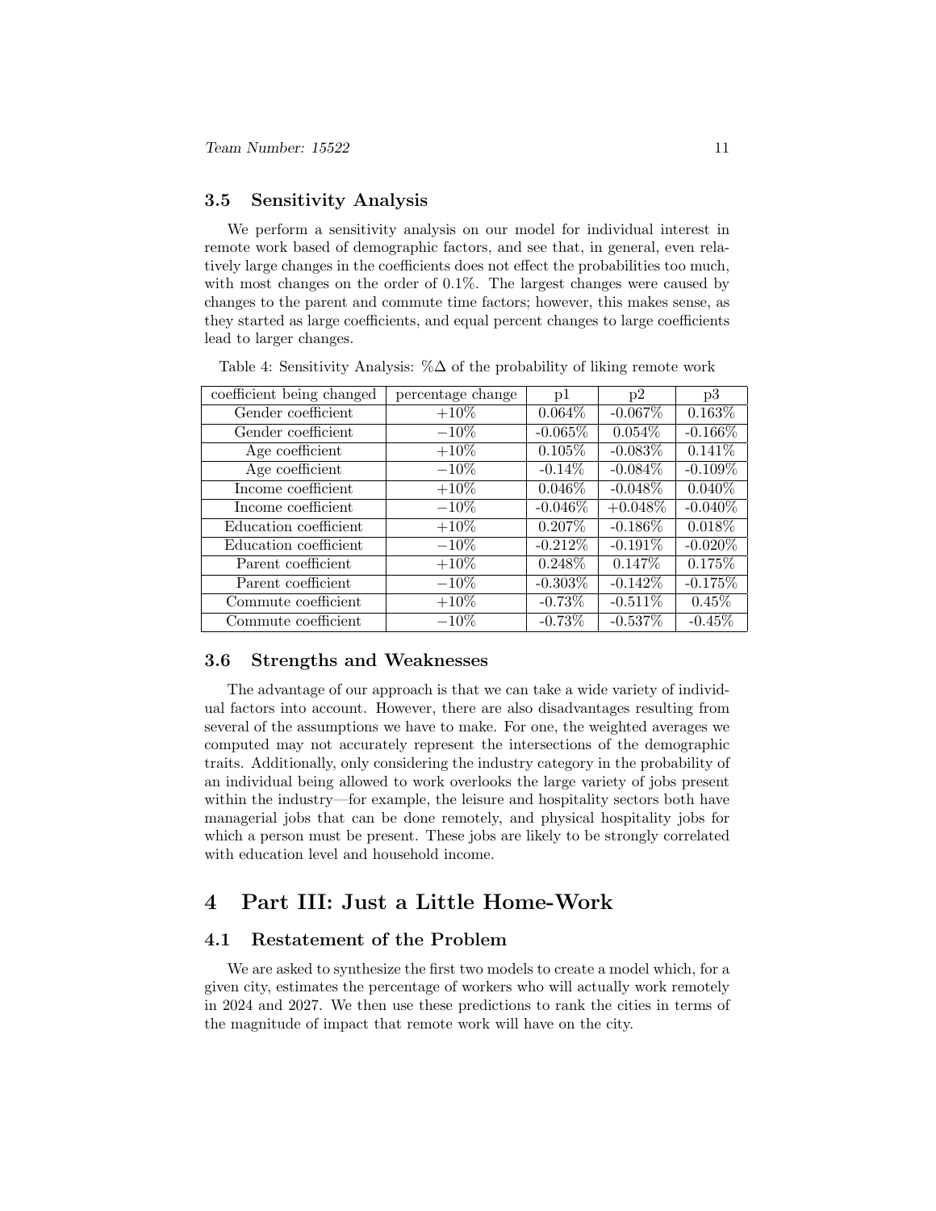### 3.5 Sensitivity Analysis

We perform a sensitivity analysis on our model for individual interest in remote work based of demographic factors, and see that, in general, even relatively large changes in the coefficients does not effect the probabilities too much, with most changes on the order of 0.1%. The largest changes were caused by changes to the parent and commute time factors; however, this makes sense, as they started as large coefficients, and equal percent changes to large coefficients lead to larger changes.

Table 4: Sensitivity Analysis: $\%\Delta$ of the probability of liking remote work

| coefficient being changed | percentage change | p1 | p2 | p3 |
|---|---|---|---|---|
| Gender coefficient | $+10\%$ | 0.064% | -0.067% | 0.163% |
| Gender coefficient | $-10\%$ | -0.065% | 0.054% | -0.166% |
| Age coefficient | $+10\%$ | 0.105% | -0.083% | 0.141% |
| Age coefficient | $-10\%$ | -0.14% | -0.084% | -0.109% |
| Income coefficient | $+10\%$ | 0.046% | -0.048% | 0.040% |
| Income coefficient | $-10\%$ | -0.046% | +0.048% | -0.040% |
| Education coefficient | $+10\%$ | 0.207% | -0.186% | 0.018% |
| Education coefficient | $-10\%$ | -0.212% | -0.191% | -0.020% |
| Parent coefficient | $+10\%$ | 0.248% | 0.147% | 0.175% |
| Parent coefficient | $-10\%$ | -0.303% | -0.142% | -0.175% |
| Commute coefficient | $+10\%$ | -0.73% | -0.511% | 0.45% |
| Commute coefficient | $-10\%$ | -0.73% | -0.537% | -0.45% |

### 3.6 Strengths and Weaknesses

The advantage of our approach is that we can take a wide variety of individual factors into account. However, there are also disadvantages resulting from several of the assumptions we have to make. For one, the weighted averages we computed may not accurately represent the intersections of the demographic traits. Additionally, only considering the industry category in the probability of an individual being allowed to work overlooks the large variety of jobs present within the industry—for example, the leisure and hospitality sectors both have managerial jobs that can be done remotely, and physical hospitality jobs for which a person must be present. These jobs are likely to be strongly correlated with education level and household income.

## 4 Part III: Just a Little Home-Work

### 4.1 Restatement of the Problem

We are asked to synthesize the first two models to create a model which, for a given city, estimates the percentage of workers who will actually work remotely in 2024 and 2027. We then use these predictions to rank the cities in terms of the magnitude of impact that remote work will have on the city.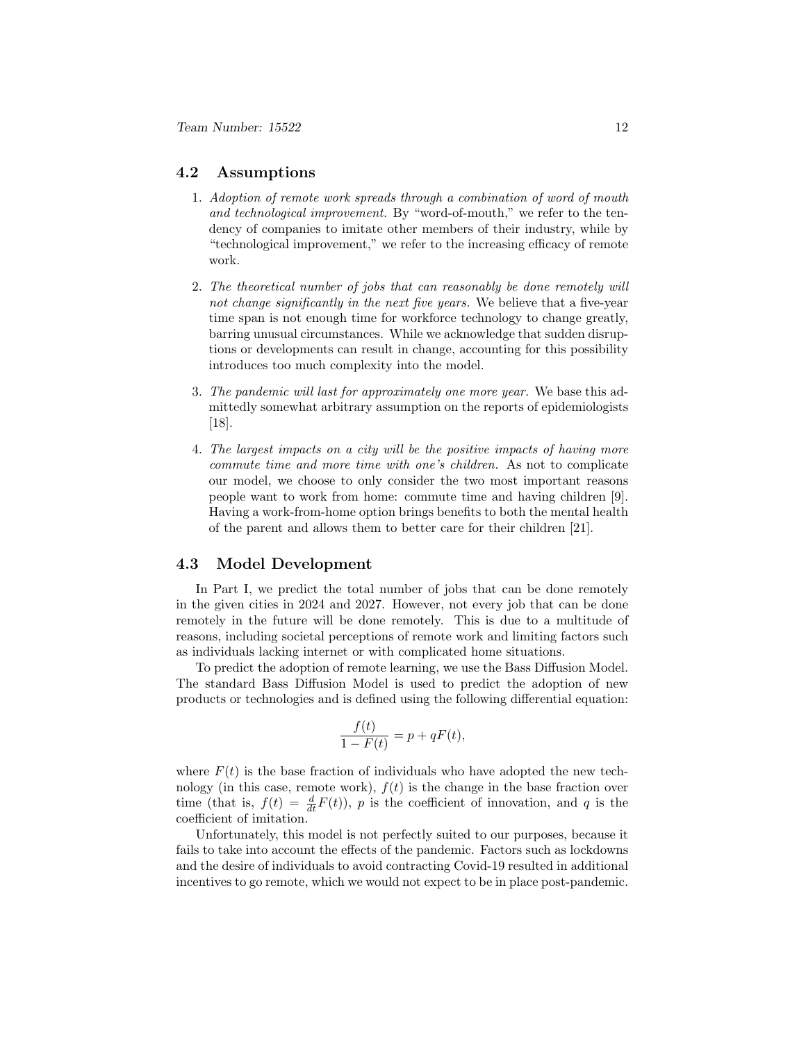## 4.2 Assumptions

1. *Adoption of remote work spreads through a combination of word of mouth and technological improvement.* By "word-of-mouth," we refer to the tendency of companies to imitate other members of their industry, while by "technological improvement," we refer to the increasing efficacy of remote work.

2. *The theoretical number of jobs that can reasonably be done remotely will not change significantly in the next five years.* We believe that a five-year time span is not enough time for workforce technology to change greatly, barring unusual circumstances. While we acknowledge that sudden disruptions or developments can result in change, accounting for this possibility introduces too much complexity into the model.

3. *The pandemic will last for approximately one more year.* We base this admittedly somewhat arbitrary assumption on the reports of epidemiologists [18].

4. *The largest impacts on a city will be the positive impacts of having more commute time and more time with one's children.* As not to complicate our model, we choose to only consider the two most important reasons people want to work from home: commute time and having children [9]. Having a work-from-home option brings benefits to both the mental health of the parent and allows them to better care for their children [21].

## 4.3 Model Development

In Part I, we predict the total number of jobs that can be done remotely in the given cities in 2024 and 2027. However, not every job that can be done remotely in the future will be done remotely. This is due to a multitude of reasons, including societal perceptions of remote work and limiting factors such as individuals lacking internet or with complicated home situations.

To predict the adoption of remote learning, we use the Bass Diffusion Model. The standard Bass Diffusion Model is used to predict the adoption of new products or technologies and is defined using the following differential equation:

$$\frac{f(t)}{1 - F(t)} = p + qF(t),$$

where $F(t)$ is the base fraction of individuals who have adopted the new technology (in this case, remote work), $f(t)$ is the change in the base fraction over time (that is, $f(t) = \frac{d}{dt}F(t)$), $p$ is the coefficient of innovation, and $q$ is the coefficient of imitation.

Unfortunately, this model is not perfectly suited to our purposes, because it fails to take into account the effects of the pandemic. Factors such as lockdowns and the desire of individuals to avoid contracting Covid-19 resulted in additional incentives to go remote, which we would not expect to be in place post-pandemic.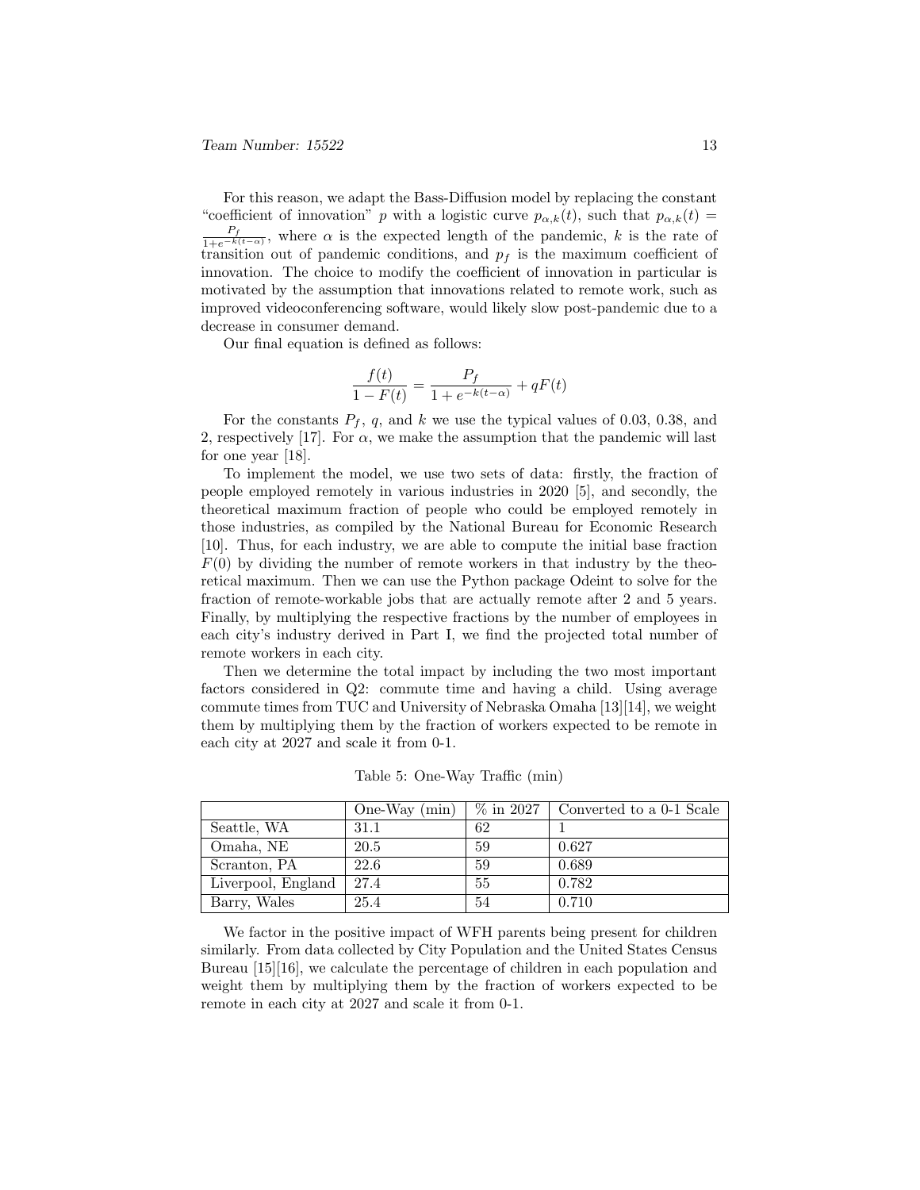For this reason, we adapt the Bass-Diffusion model by replacing the constant "coefficient of innovation" $p$ with a logistic curve $p_{\alpha,k}(t)$, such that $p_{\alpha,k}(t) = \frac{P_f}{1+e^{-k(t-\alpha)}}$, where $\alpha$ is the expected length of the pandemic, $k$ is the rate of transition out of pandemic conditions, and $p_f$ is the maximum coefficient of innovation. The choice to modify the coefficient of innovation in particular is motivated by the assumption that innovations related to remote work, such as improved videoconferencing software, would likely slow post-pandemic due to a decrease in consumer demand.

Our final equation is defined as follows:

$$\frac{f(t)}{1 - F(t)} = \frac{P_f}{1 + e^{-k(t-\alpha)}} + qF(t)$$

For the constants $P_f$, $q$, and $k$ we use the typical values of 0.03, 0.38, and 2, respectively [17]. For $\alpha$, we make the assumption that the pandemic will last for one year [18].

To implement the model, we use two sets of data: firstly, the fraction of people employed remotely in various industries in 2020 [5], and secondly, the theoretical maximum fraction of people who could be employed remotely in those industries, as compiled by the National Bureau for Economic Research [10]. Thus, for each industry, we are able to compute the initial base fraction $F(0)$ by dividing the number of remote workers in that industry by the theoretical maximum. Then we can use the Python package Odeint to solve for the fraction of remote-workable jobs that are actually remote after 2 and 5 years. Finally, by multiplying the respective fractions by the number of employees in each city's industry derived in Part I, we find the projected total number of remote workers in each city.

Then we determine the total impact by including the two most important factors considered in Q2: commute time and having a child. Using average commute times from TUC and University of Nebraska Omaha [13][14], we weight them by multiplying them by the fraction of workers expected to be remote in each city at 2027 and scale it from 0-1.

Table 5: One-Way Traffic (min)

| | One-Way (min) | % in 2027 | Converted to a 0-1 Scale |
|---|---|---|---|
| Seattle, WA | 31.1 | 62 | 1 |
| Omaha, NE | 20.5 | 59 | 0.627 |
| Scranton, PA | 22.6 | 59 | 0.689 |
| Liverpool, England | 27.4 | 55 | 0.782 |
| Barry, Wales | 25.4 | 54 | 0.710 |

We factor in the positive impact of WFH parents being present for children similarly. From data collected by City Population and the United States Census Bureau [15][16], we calculate the percentage of children in each population and weight them by multiplying them by the fraction of workers expected to be remote in each city at 2027 and scale it from 0-1.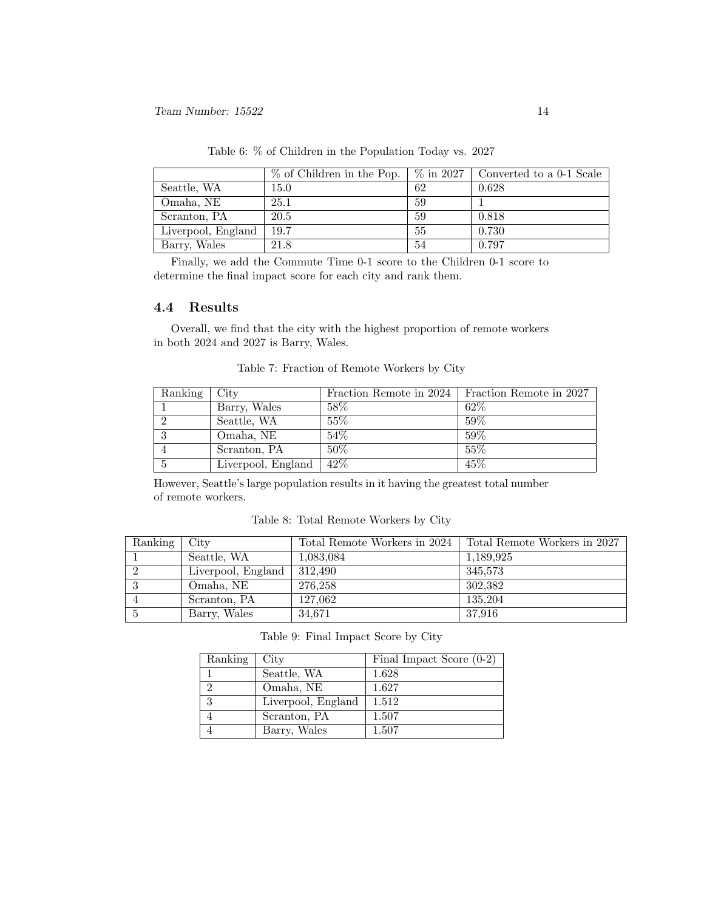Table 6: % of Children in the Population Today vs. 2027

| | % of Children in the Pop. | % in 2027 | Converted to a 0-1 Scale |
|---|---|---|---|
| Seattle, WA | 15.0 | 62 | 0.628 |
| Omaha, NE | 25.1 | 59 | 1 |
| Scranton, PA | 20.5 | 59 | 0.818 |
| Liverpool, England | 19.7 | 55 | 0.730 |
| Barry, Wales | 21.8 | 54 | 0.797 |

Finally, we add the Commute Time 0-1 score to the Children 0-1 score to determine the final impact score for each city and rank them.

### 4.4 Results

Overall, we find that the city with the highest proportion of remote workers in both 2024 and 2027 is Barry, Wales.

Table 7: Fraction of Remote Workers by City

| Ranking | City | Fraction Remote in 2024 | Fraction Remote in 2027 |
|---|---|---|---|
| 1 | Barry, Wales | 58% | 62% |
| 2 | Seattle, WA | 55% | 59% |
| 3 | Omaha, NE | 54% | 59% |
| 4 | Scranton, PA | 50% | 55% |
| 5 | Liverpool, England | 42% | 45% |

However, Seattle's large population results in it having the greatest total number of remote workers.

Table 8: Total Remote Workers by City

| Ranking | City | Total Remote Workers in 2024 | Total Remote Workers in 2027 |
|---|---|---|---|
| 1 | Seattle, WA | 1,083,084 | 1,189,925 |
| 2 | Liverpool, England | 312,490 | 345,573 |
| 3 | Omaha, NE | 276,258 | 302,382 |
| 4 | Scranton, PA | 127,062 | 135,204 |
| 5 | Barry, Wales | 34,671 | 37,916 |

Table 9: Final Impact Score by City

| Ranking | City | Final Impact Score (0-2) |
|---|---|---|
| 1 | Seattle, WA | 1.628 |
| 2 | Omaha, NE | 1.627 |
| 3 | Liverpool, England | 1.512 |
| 4 | Scranton, PA | 1.507 |
| 4 | Barry, Wales | 1.507 |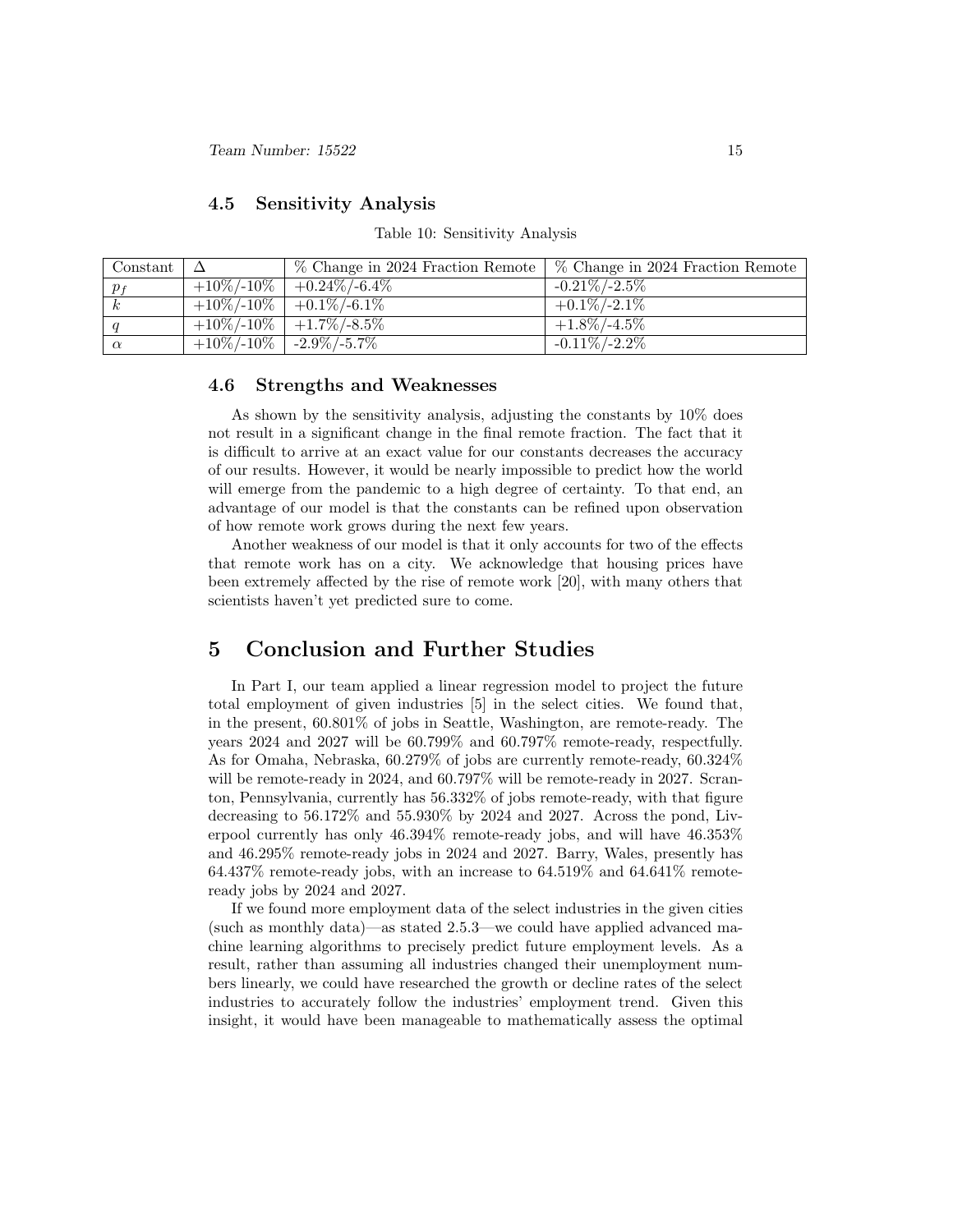### 4.5 Sensitivity Analysis

Table 10: Sensitivity Analysis

| Constant | $\Delta$ | % Change in 2024 Fraction Remote | % Change in 2024 Fraction Remote |
|---|---|---|---|
| $p_f$ | +10%/-10% | +0.24%/-6.4% | -0.21%/-2.5% |
| $k$ | +10%/-10% | +0.1%/-6.1% | +0.1%/-2.1% |
| $q$ | +10%/-10% | +1.7%/-8.5% | +1.8%/-4.5% |
| $\alpha$ | +10%/-10% | -2.9%/-5.7% | -0.11%/-2.2% |

### 4.6 Strengths and Weaknesses

As shown by the sensitivity analysis, adjusting the constants by 10% does not result in a significant change in the final remote fraction. The fact that it is difficult to arrive at an exact value for our constants decreases the accuracy of our results. However, it would be nearly impossible to predict how the world will emerge from the pandemic to a high degree of certainty. To that end, an advantage of our model is that the constants can be refined upon observation of how remote work grows during the next few years.

Another weakness of our model is that it only accounts for two of the effects that remote work has on a city. We acknowledge that housing prices have been extremely affected by the rise of remote work [20], with many others that scientists haven't yet predicted sure to come.

## 5 Conclusion and Further Studies

In Part I, our team applied a linear regression model to project the future total employment of given industries [5] in the select cities. We found that, in the present, 60.801% of jobs in Seattle, Washington, are remote-ready. The years 2024 and 2027 will be 60.799% and 60.797% remote-ready, respectfully. As for Omaha, Nebraska, 60.279% of jobs are currently remote-ready, 60.324% will be remote-ready in 2024, and 60.797% will be remote-ready in 2027. Scranton, Pennsylvania, currently has 56.332% of jobs remote-ready, with that figure decreasing to 56.172% and 55.930% by 2024 and 2027. Across the pond, Liverpool currently has only 46.394% remote-ready jobs, and will have 46.353% and 46.295% remote-ready jobs in 2024 and 2027. Barry, Wales, presently has 64.437% remote-ready jobs, with an increase to 64.519% and 64.641% remote-ready jobs by 2024 and 2027.

If we found more employment data of the select industries in the given cities (such as monthly data)—as stated 2.5.3—we could have applied advanced machine learning algorithms to precisely predict future employment levels. As a result, rather than assuming all industries changed their unemployment numbers linearly, we could have researched the growth or decline rates of the select industries to accurately follow the industries' employment trend. Given this insight, it would have been manageable to mathematically assess the optimal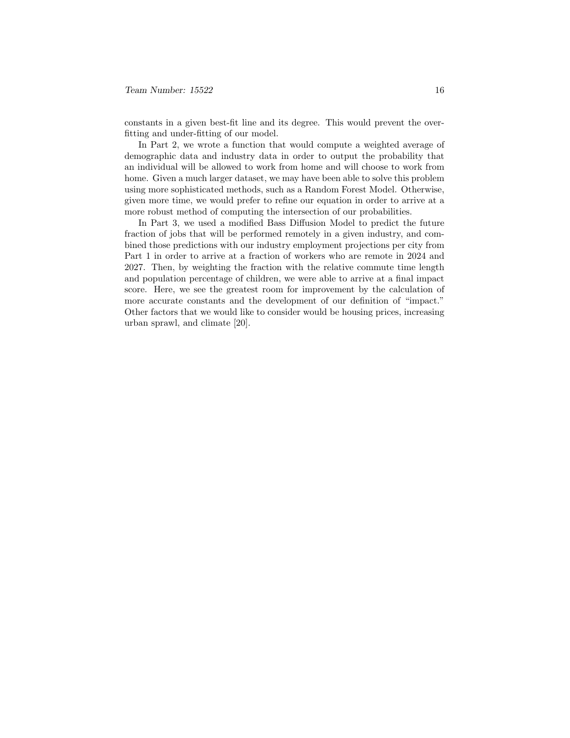constants in a given best-fit line and its degree. This would prevent the over-fitting and under-fitting of our model.

In Part 2, we wrote a function that would compute a weighted average of demographic data and industry data in order to output the probability that an individual will be allowed to work from home and will choose to work from home. Given a much larger dataset, we may have been able to solve this problem using more sophisticated methods, such as a Random Forest Model. Otherwise, given more time, we would prefer to refine our equation in order to arrive at a more robust method of computing the intersection of our probabilities.

In Part 3, we used a modified Bass Diffusion Model to predict the future fraction of jobs that will be performed remotely in a given industry, and combined those predictions with our industry employment projections per city from Part 1 in order to arrive at a fraction of workers who are remote in 2024 and 2027. Then, by weighting the fraction with the relative commute time length and population percentage of children, we were able to arrive at a final impact score. Here, we see the greatest room for improvement by the calculation of more accurate constants and the development of our definition of "impact." Other factors that we would like to consider would be housing prices, increasing urban sprawl, and climate [20].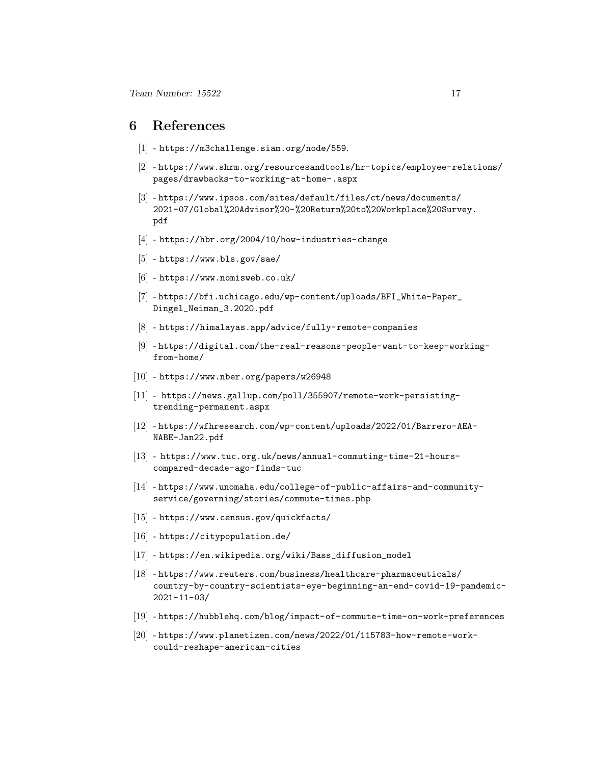# 6 References

[1] - https://m3challenge.siam.org/node/559.

[2] - https://www.shrm.org/resourcesandtools/hr-topics/employee-relations/pages/drawbacks-to-working-at-home-.aspx

[3] - https://www.ipsos.com/sites/default/files/ct/news/documents/2021-07/Global%20Advisor%20-%20Return%20to%20Workplace%20Survey.pdf

[4] - https://hbr.org/2004/10/how-industries-change

[5] - https://www.bls.gov/sae/

[6] - https://www.nomisweb.co.uk/

[7] - https://bfi.uchicago.edu/wp-content/uploads/BFI_White-Paper_Dingel_Neiman_3.2020.pdf

[8] - https://himalayas.app/advice/fully-remote-companies

[9] - https://digital.com/the-real-reasons-people-want-to-keep-working-from-home/

[10] - https://www.nber.org/papers/w26948

[11] - https://news.gallup.com/poll/355907/remote-work-persisting-trending-permanent.aspx

[12] - https://wfhresearch.com/wp-content/uploads/2022/01/Barrero-AEA-NABE-Jan22.pdf

[13] - https://www.tuc.org.uk/news/annual-commuting-time-21-hours-compared-decade-ago-finds-tuc

[14] - https://www.unomaha.edu/college-of-public-affairs-and-community-service/governing/stories/commute-times.php

[15] - https://www.census.gov/quickfacts/

[16] - https://citypopulation.de/

[17] - https://en.wikipedia.org/wiki/Bass_diffusion_model

[18] - https://www.reuters.com/business/healthcare-pharmaceuticals/country-by-country-scientists-eye-beginning-an-end-covid-19-pandemic-2021-11-03/

[19] - https://hubblehq.com/blog/impact-of-commute-time-on-work-preferences

[20] - https://www.planetizen.com/news/2022/01/115783-how-remote-work-could-reshape-american-cities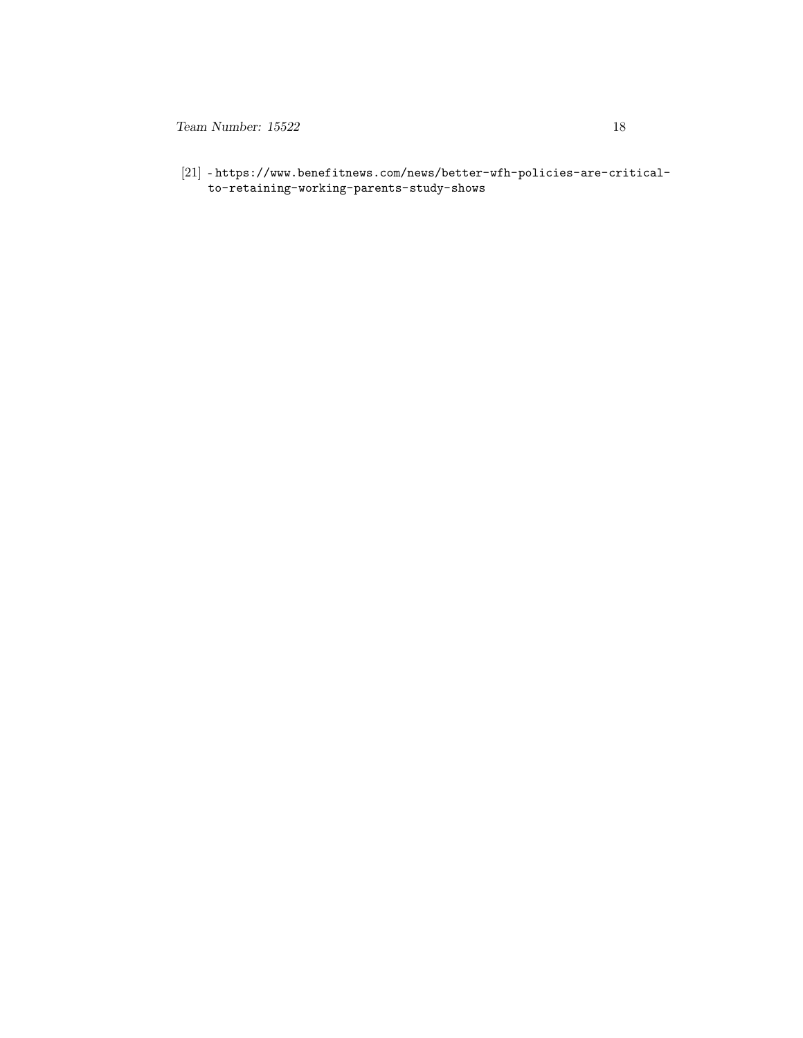[21] - https://www.benefitnews.com/news/better-wfh-policies-are-critical-to-retaining-working-parents-study-shows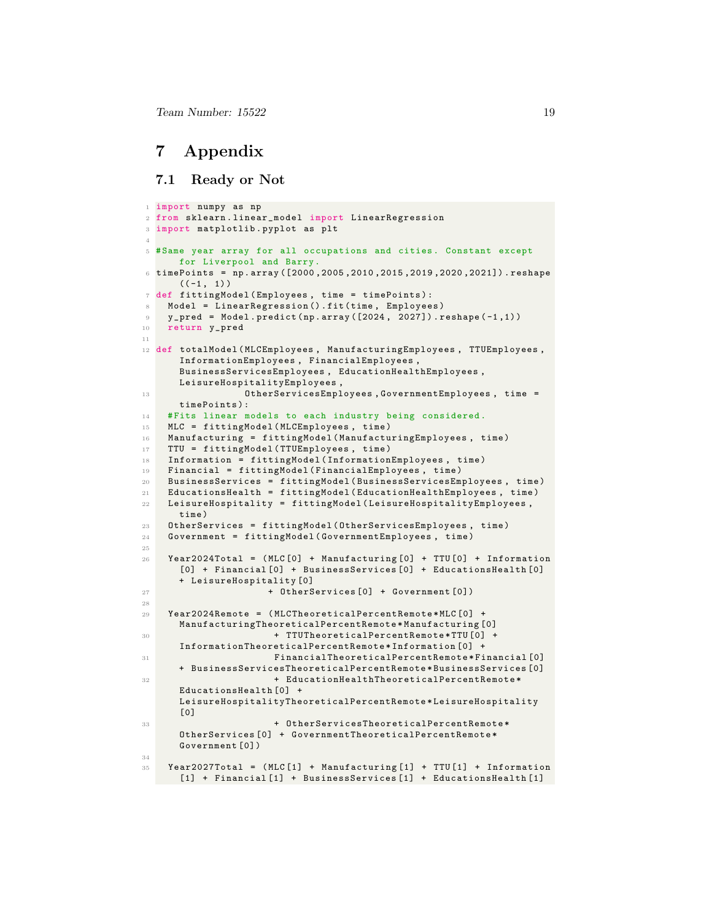## 7 Appendix

### 7.1 Ready or Not

```python
import numpy as np
from sklearn.linear_model import LinearRegression
import matplotlib.pyplot as plt

#Same year array for all occupations and cities. Constant except for Liverpool and Barry.
timePoints = np.array([2000,2005,2010,2015,2019,2020,2021]).reshape((-1, 1))
def fittingModel(Employees, time = timePoints):
  Model = LinearRegression().fit(time, Employees)
  y_pred = Model.predict(np.array([2024, 2027]).reshape(-1,1))
  return y_pred

def totalModel(MLCEmployees, ManufacturingEmployees, TTUEmployees, InformationEmployees, FinancialEmployees, BusinessServicesEmployees, EducationHealthEmployees, LeisureHospitalityEmployees,
           OtherServicesEmployees,GovernmentEmployees, time = timePoints):
  #Fits linear models to each industry being considered.
  MLC = fittingModel(MLCEmployees, time)
  Manufacturing = fittingModel(ManufacturingEmployees, time)
  TTU = fittingModel(TTUEmployees, time)
  Information = fittingModel(InformationEmployees, time)
  Financial = fittingModel(FinancialEmployees, time)
  BusinessServices = fittingModel(BusinessServicesEmployees, time)
  EducationsHealth = fittingModel(EducationHealthEmployees, time)
  LeisureHospitality = fittingModel(LeisureHospitalityEmployees, time)
  OtherServices = fittingModel(OtherServicesEmployees, time)
  Government = fittingModel(GovernmentEmployees, time)

  Year2024Total = (MLC[0] + Manufacturing[0] + TTU[0] + Information[0] + Financial[0] + BusinessServices[0] + EducationsHealth[0] + LeisureHospitality[0]
                 + OtherServices[0] + Government[0])

  Year2024Remote = (MLCTheoreticalPercentRemote*MLC[0] + ManufacturingTheoreticalPercentRemote*Manufacturing[0]
                  + TTUTheoreticalPercentRemote*TTU[0] + InformationTheoreticalPercentRemote*Information[0] +
                  FinancialTheoreticalPercentRemote*Financial[0] + BusinessServicesTheoreticalPercentRemote*BusinessServices[0]
                  + EducationHealthTheoreticalPercentRemote*EducationsHealth[0] + LeisureHospitalityTheoreticalPercentRemote*LeisureHospitality[0]
                  + OtherServicesTheoreticalPercentRemote*OtherServices[0] + GovernmentTheoreticalPercentRemote*Government[0])

  Year2027Total = (MLC[1] + Manufacturing[1] + TTU[1] + Information[1] + Financial[1] + BusinessServices[1] + EducationsHealth[1]
```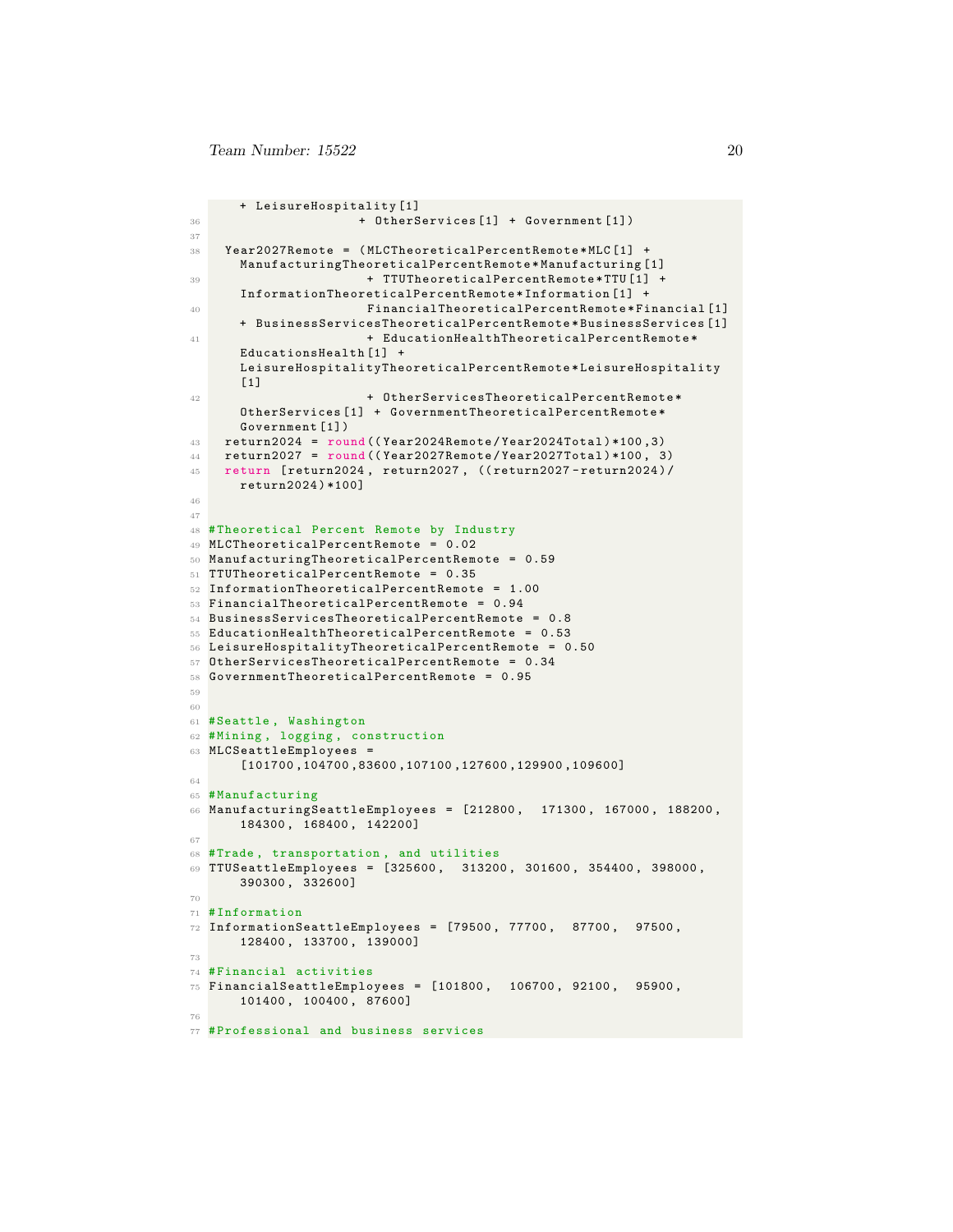```
    + LeisureHospitality[1]
                   + OtherServices[1] + Government[1])

  Year2027Remote = (MLCTheoreticalPercentRemote*MLC[1] +
    ManufacturingTheoreticalPercentRemote*Manufacturing[1]
                    + TTUTheoreticalPercentRemote*TTU[1] +
    InformationTheoreticalPercentRemote*Information[1] +
                    FinancialTheoreticalPercentRemote*Financial[1]
    + BusinessServicesTheoreticalPercentRemote*BusinessServices[1]
                    + EducationHealthTheoreticalPercentRemote*
    EducationsHealth[1] +
    LeisureHospitalityTheoreticalPercentRemote*LeisureHospitality
    [1]
                    + OtherServicesTheoreticalPercentRemote*
    OtherServices[1] + GovernmentTheoreticalPercentRemote*
    Government[1])
  return2024 = round((Year2024Remote/Year2024Total)*100,3)
  return2027 = round((Year2027Remote/Year2027Total)*100, 3)
  return [return2024, return2027, ((return2027-return2024)/
    return2024)*100]


#Theoretical Percent Remote by Industry
MLCTheoreticalPercentRemote = 0.02
ManufacturingTheoreticalPercentRemote = 0.59
TTUTheoreticalPercentRemote = 0.35
InformationTheoreticalPercentRemote = 1.00
FinancialTheoreticalPercentRemote = 0.94
BusinessServicesTheoreticalPercentRemote = 0.8
EducationHealthTheoreticalPercentRemote = 0.53
LeisureHospitalityTheoreticalPercentRemote = 0.50
OtherServicesTheoreticalPercentRemote = 0.34
GovernmentTheoreticalPercentRemote = 0.95


#Seattle, Washington
#Mining, logging, construction
MLCSeattleEmployees =
    [101700,104700,83600,107100,127600,129900,109600]

#Manufacturing
ManufacturingSeattleEmployees = [212800,  171300, 167000, 188200,
    184300, 168400, 142200]

#Trade, transportation, and utilities
TTUSeattleEmployees = [325600,  313200, 301600, 354400, 398000,
    390300, 332600]

#Information
InformationSeattleEmployees = [79500, 77700,  87700,  97500,
    128400, 133700, 139000]

#Financial activities
FinancialSeattleEmployees = [101800,  106700, 92100,  95900,
    101400, 100400, 87600]

#Professional and business services
```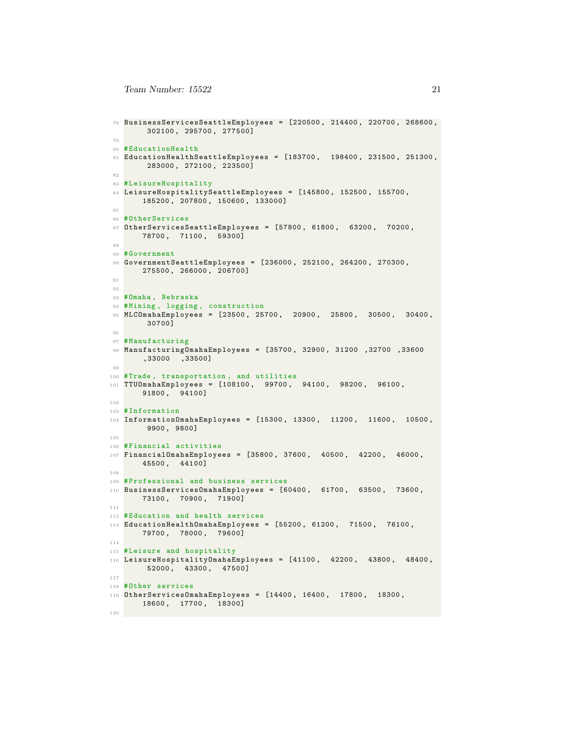```
BusinessServicesSeattleEmployees = [220500, 214400, 220700, 268600,
     302100, 295700, 277500]

#EducationHealth
EducationHealthSeattleEmployees = [183700,  198400, 231500, 251300,
     283000, 272100, 223500]

#LeisureHospitality
LeisureHospitalitySeattleEmployees = [145800, 152500, 155700,
    185200, 207800, 150600, 133000]

#OtherServices
OtherServicesSeattleEmployees = [57800, 61800,  63200,  70200,
    78700,  71100,  59300]

#Government
GovernmentSeattleEmployees = [236000, 252100, 264200, 270300,
    275500, 266000, 206700]


#Omaha, Nebraska
#Mining, logging, construction
MLCOmahaEmployees = [23500, 25700,  20900,  25800,  30500,  30400,
     30700]

#Manufacturing
ManufacturingOmahaEmployees = [35700, 32900, 31200 ,32700 ,33600
    ,33000  ,33500]

#Trade, transportation, and utilities
TTUOmahaEmployees = [108100,  99700,  94100,  98200,  96100,
    91800,  94100]

#Information
InformationOmahaEmployees = [15300, 13300,  11200,  11600,  10500,
     9900, 9800]

#Financial activities
FinancialOmahaEmployees = [35800, 37600,  40500,  42200,  46000,
    45500,  44100]

#Professional and business services
BusinessServicesOmahaEmployees = [60400,  61700,  63500,  73600,
    73100,  70900,  71900]

#Education and health services
EducationHealthOmahaEmployees = [55200, 61200,  71500,  76100,
    79700,  78000,  79600]

#Leisure and hospitality
LeisureHospitalityOmahaEmployees = [41100,  42200,  43800,  48400,
     52000,  43300,  47500]

#Other services
OtherServicesOmahaEmployees = [14400, 16400,  17800,  18300,
    18600,  17700,  18300]

```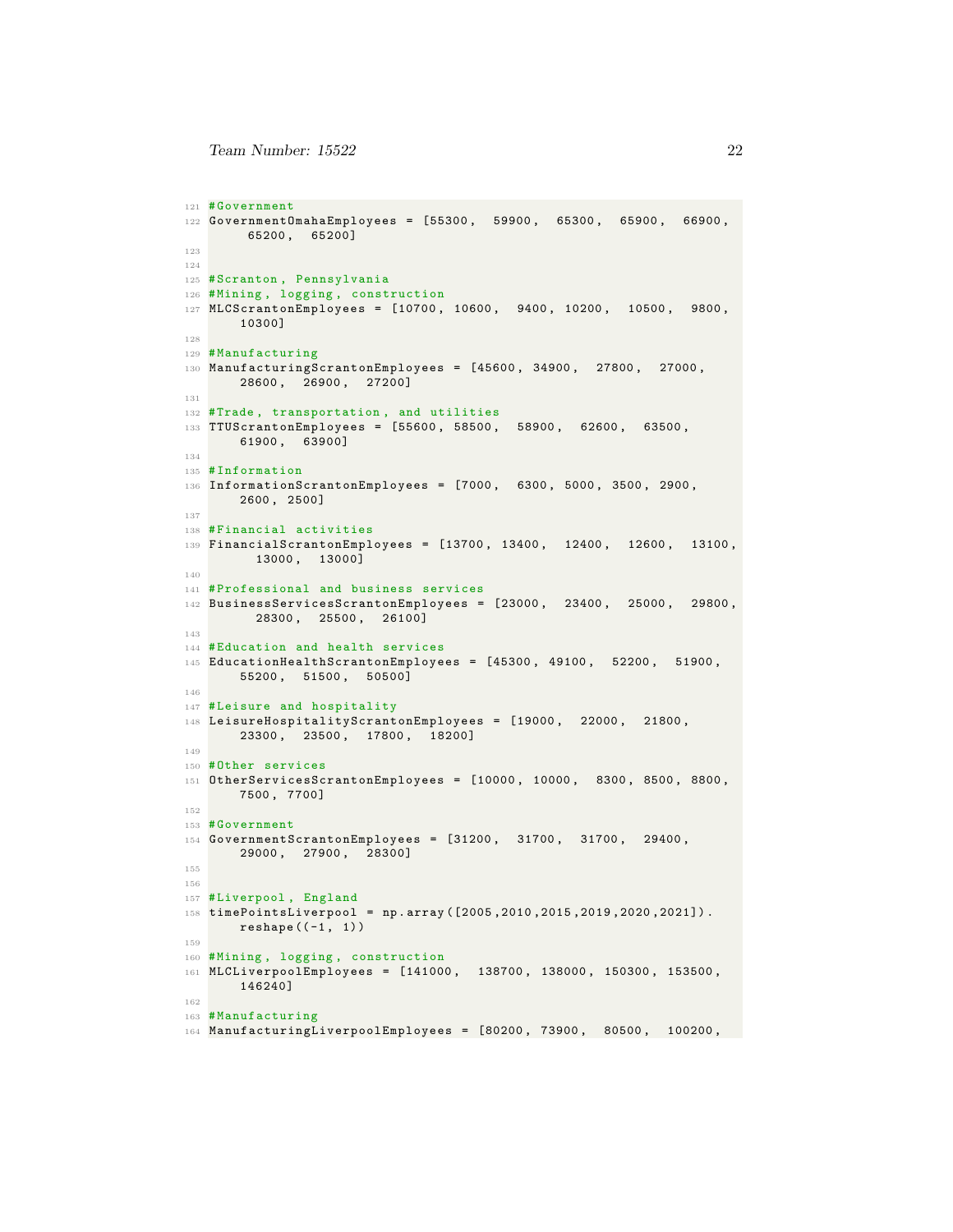```
#Government
GovernmentOmahaEmployees = [55300,  59900,  65300,  65900,  66900,
     65200,  65200]


#Scranton, Pennsylvania
#Mining, logging, construction
MLCScrantonEmployees = [10700, 10600,  9400, 10200,  10500,  9800,
    10300]

#Manufacturing
ManufacturingScrantonEmployees = [45600, 34900,  27800,  27000,
    28600,  26900,  27200]

#Trade, transportation, and utilities
TTUScrantonEmployees = [55600, 58500,  58900,  62600,  63500,
    61900,  63900]

#Information
InformationScrantonEmployees = [7000,  6300, 5000, 3500, 2900,
    2600, 2500]

#Financial activities
FinancialScrantonEmployees = [13700, 13400,  12400,  12600,  13100,
      13000,  13000]

#Professional and business services
BusinessServicesScrantonEmployees = [23000,  23400,  25000,  29800,
      28300,  25500,  26100]

#Education and health services
EducationHealthScrantonEmployees = [45300, 49100,  52200,  51900,
    55200,  51500,  50500]

#Leisure and hospitality
LeisureHospitalityScrantonEmployees = [19000,  22000,  21800,
    23300,  23500,  17800,  18200]

#Other services
OtherServicesScrantonEmployees = [10000, 10000,  8300, 8500, 8800,
    7500, 7700]

#Government
GovernmentScrantonEmployees = [31200,  31700,  31700,  29400,
    29000,  27900,  28300]


#Liverpool, England
timePointsLiverpool = np.array([2005,2010,2015,2019,2020,2021]).
    reshape((-1, 1))

#Mining, logging, construction
MLCLiverpoolEmployees = [141000,  138700, 138000, 150300, 153500,
    146240]

#Manufacturing
ManufacturingLiverpoolEmployees = [80200, 73900,  80500,  100200,
```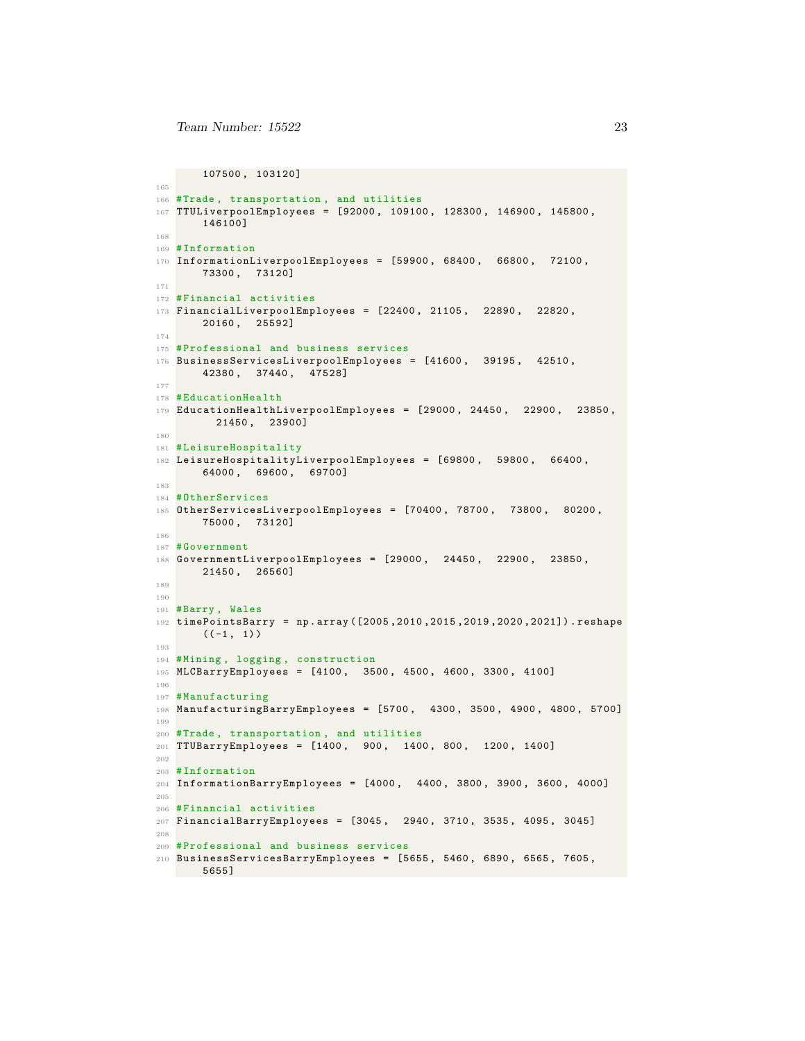```
    107500, 103120]

#Trade, transportation, and utilities
TTULiverpoolEmployees = [92000, 109100, 128300, 146900, 145800,
    146100]

#Information
InformationLiverpoolEmployees = [59900, 68400,  66800,  72100,
    73300,  73120]

#Financial activities
FinancialLiverpoolEmployees = [22400, 21105,  22890,  22820,
    20160,  25592]

#Professional and business services
BusinessServicesLiverpoolEmployees = [41600,  39195,  42510,
    42380,  37440,  47528]

#EducationHealth
EducationHealthLiverpoolEmployees = [29000, 24450,  22900,  23850,
      21450,  23900]

#LeisureHospitality
LeisureHospitalityLiverpoolEmployees = [69800,  59800,  66400,
    64000,  69600,  69700]

#OtherServices
OtherServicesLiverpoolEmployees = [70400, 78700,  73800,  80200,
    75000,  73120]

#Government
GovernmentLiverpoolEmployees = [29000,  24450,  22900,  23850,
    21450,  26560]


#Barry, Wales
timePointsBarry = np.array([2005,2010,2015,2019,2020,2021]).reshape
    ((-1, 1))

#Mining, logging, construction
MLCBarryEmployees = [4100,  3500, 4500, 4600, 3300, 4100]

#Manufacturing
ManufacturingBarryEmployees = [5700,  4300, 3500, 4900, 4800, 5700]

#Trade, transportation, and utilities
TTUBarryEmployees = [1400,  900,  1400, 800,  1200, 1400]

#Information
InformationBarryEmployees = [4000,  4400, 3800, 3900, 3600, 4000]

#Financial activities
FinancialBarryEmployees = [3045,  2940, 3710, 3535, 4095, 3045]

#Professional and business services
BusinessServicesBarryEmployees = [5655, 5460, 6890, 6565, 7605,
    5655]
```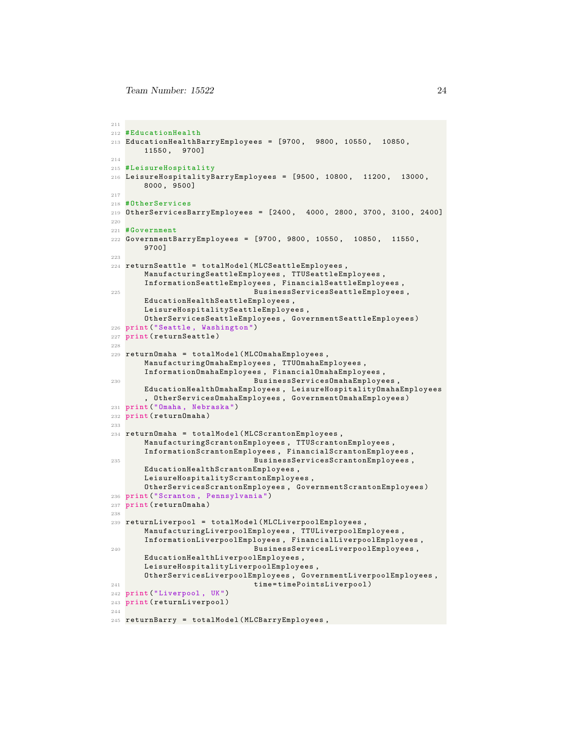```
#EducationHealth
EducationHealthBarryEmployees = [9700,  9800, 10550,  10850,
    11550,  9700]

#LeisureHospitality
LeisureHospitalityBarryEmployees = [9500, 10800,  11200,  13000,
    8000, 9500]

#OtherServices
OtherServicesBarryEmployees = [2400,  4000, 2800, 3700, 3100, 2400]

#Government
GovernmentBarryEmployees = [9700, 9800, 10550,  10850,  11550,
    9700]

returnSeattle = totalModel(MLCSeattleEmployees,
    ManufacturingSeattleEmployees, TTUSeattleEmployees,
    InformationSeattleEmployees, FinancialSeattleEmployees,
                           BusinessServicesSeattleEmployees,
    EducationHealthSeattleEmployees,
    LeisureHospitalitySeattleEmployees,
    OtherServicesSeattleEmployees, GovernmentSeattleEmployees)
print("Seattle, Washington")
print(returnSeattle)

returnOmaha = totalModel(MLCOmahaEmployees,
    ManufacturingOmahaEmployees, TTUOmahaEmployees,
    InformationOmahaEmployees, FinancialOmahaEmployees,
                           BusinessServicesOmahaEmployees,
    EducationHealthOmahaEmployees, LeisureHospitalityOmahaEmployees
    , OtherServicesOmahaEmployees, GovernmentOmahaEmployees)
print("Omaha, Nebraska")
print(returnOmaha)

returnOmaha = totalModel(MLCScrantonEmployees,
    ManufacturingScrantonEmployees, TTUScrantonEmployees,
    InformationScrantonEmployees, FinancialScrantonEmployees,
                           BusinessServicesScrantonEmployees,
    EducationHealthScrantonEmployees,
    LeisureHospitalityScrantonEmployees,
    OtherServicesScrantonEmployees, GovernmentScrantonEmployees)
print("Scranton, Pennsylvania")
print(returnOmaha)

returnLiverpool = totalModel(MLCLiverpoolEmployees,
    ManufacturingLiverpoolEmployees, TTULiverpoolEmployees,
    InformationLiverpoolEmployees, FinancialLiverpoolEmployees,
                           BusinessServicesLiverpoolEmployees,
    EducationHealthLiverpoolEmployees,
    LeisureHospitalityLiverpoolEmployees,
    OtherServicesLiverpoolEmployees, GovernmentLiverpoolEmployees,
                           time=timePointsLiverpool)
print("Liverpool, UK")
print(returnLiverpool)

returnBarry = totalModel(MLCBarryEmployees,
```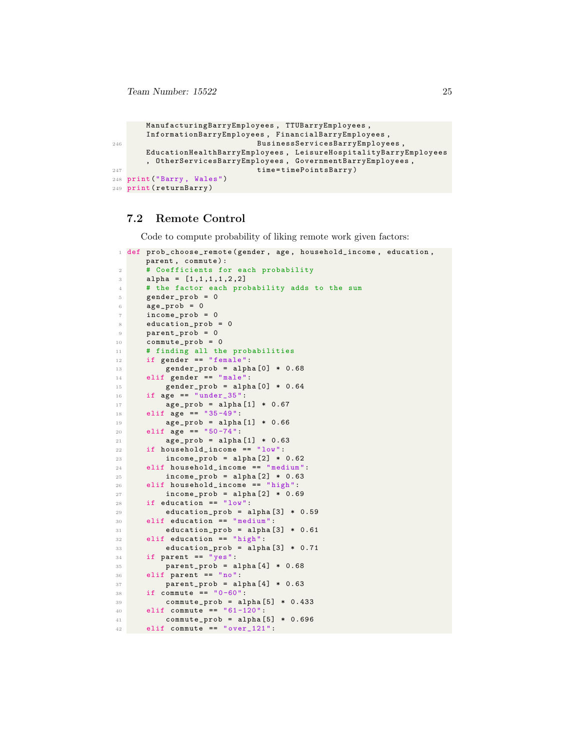```
    ManufacturingBarryEmployees, TTUBarryEmployees,
    InformationBarryEmployees, FinancialBarryEmployees,
                           BusinessServicesBarryEmployees,
    EducationHealthBarryEmployees, LeisureHospitalityBarryEmployees
    , OtherServicesBarryEmployees, GovernmentBarryEmployees,
                           time=timePointsBarry)
print("Barry, Wales")
print(returnBarry)
```

## 7.2 Remote Control

Code to compute probability of liking remote work given factors:

```python
def prob_choose_remote(gender, age, household_income, education,
    parent, commute):
    # Coefficients for each probability
    alpha = [1,1,1,1,2,2]
    # the factor each probability adds to the sum
    gender_prob = 0
    age_prob = 0
    income_prob = 0
    education_prob = 0
    parent_prob = 0
    commute_prob = 0
    # finding all the probabilities
    if gender == "female":
        gender_prob = alpha[0] * 0.68
    elif gender == "male":
        gender_prob = alpha[0] * 0.64
    if age == "under_35":
        age_prob = alpha[1] * 0.67
    elif age == "35-49":
        age_prob = alpha[1] * 0.66
    elif age == "50-74":
        age_prob = alpha[1] * 0.63
    if household_income == "low":
        income_prob = alpha[2] * 0.62
    elif household_income == "medium":
        income_prob = alpha[2] * 0.63
    elif household_income == "high":
        income_prob = alpha[2] * 0.69
    if education == "low":
        education_prob = alpha[3] * 0.59
    elif education == "medium":
        education_prob = alpha[3] * 0.61
    elif education == "high":
        education_prob = alpha[3] * 0.71
    if parent == "yes":
        parent_prob = alpha[4] * 0.68
    elif parent == "no":
        parent_prob = alpha[4] * 0.63
    if commute == "0-60":
        commute_prob = alpha[5] * 0.433
    elif commute == "61-120":
        commute_prob = alpha[5] * 0.696
    elif commute == "over_121":
```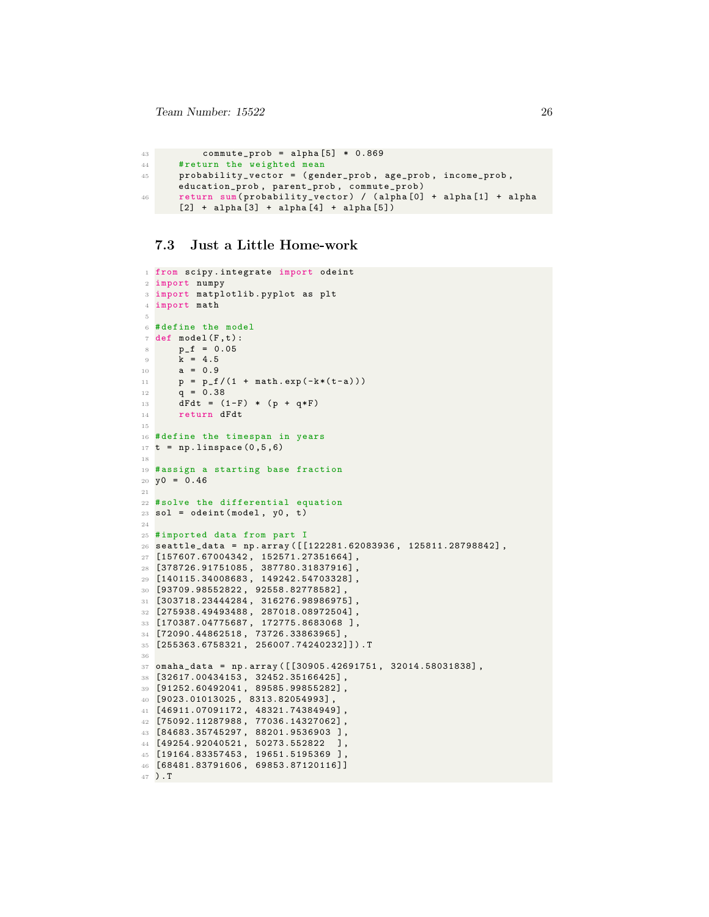```
        commute_prob = alpha[5] * 0.869
    #return the weighted mean
    probability_vector = (gender_prob, age_prob, income_prob,
    education_prob, parent_prob, commute_prob)
    return sum(probability_vector) / (alpha[0] + alpha[1] + alpha
    [2] + alpha[3] + alpha[4] + alpha[5])
```

### 7.3 Just a Little Home-work

```
from scipy.integrate import odeint
import numpy
import matplotlib.pyplot as plt
import math

#define the model
def model(F,t):
    p_f = 0.05
    k = 4.5
    a = 0.9
    p = p_f/(1 + math.exp(-k*(t-a)))
    q = 0.38
    dFdt = (1-F) * (p + q*F)
    return dFdt

#define the timespan in years
t = np.linspace(0,5,6)

#assign a starting base fraction
y0 = 0.46

#solve the differential equation
sol = odeint(model, y0, t)

#imported data from part I
seattle_data = np.array([[122281.62083936, 125811.28798842],
[157607.67004342, 152571.27351664],
[378726.91751085, 387780.31837916],
[140115.34008683, 149242.54703328],
[93709.98552822, 92558.82778582],
[303718.23444284, 316276.98986975],
[275938.49493488, 287018.08972504],
[170387.04775687, 172775.8683068 ],
[72090.44862518, 73726.33863965],
[255363.6758321, 256007.74240232]]).T

omaha_data = np.array([[30905.42691751, 32014.58031838],
[32617.00434153, 32452.35166425],
[91252.60492041, 89585.99855282],
[9023.01013025, 8313.82054993],
[46911.07091172, 48321.74384949],
[75092.11287988, 77036.14327062],
[84683.35745297, 88201.9536903 ],
[49254.92040521, 50273.552822  ],
[19164.83357453, 19651.5195369 ],
[68481.83791606, 69853.87120116]]
).T
```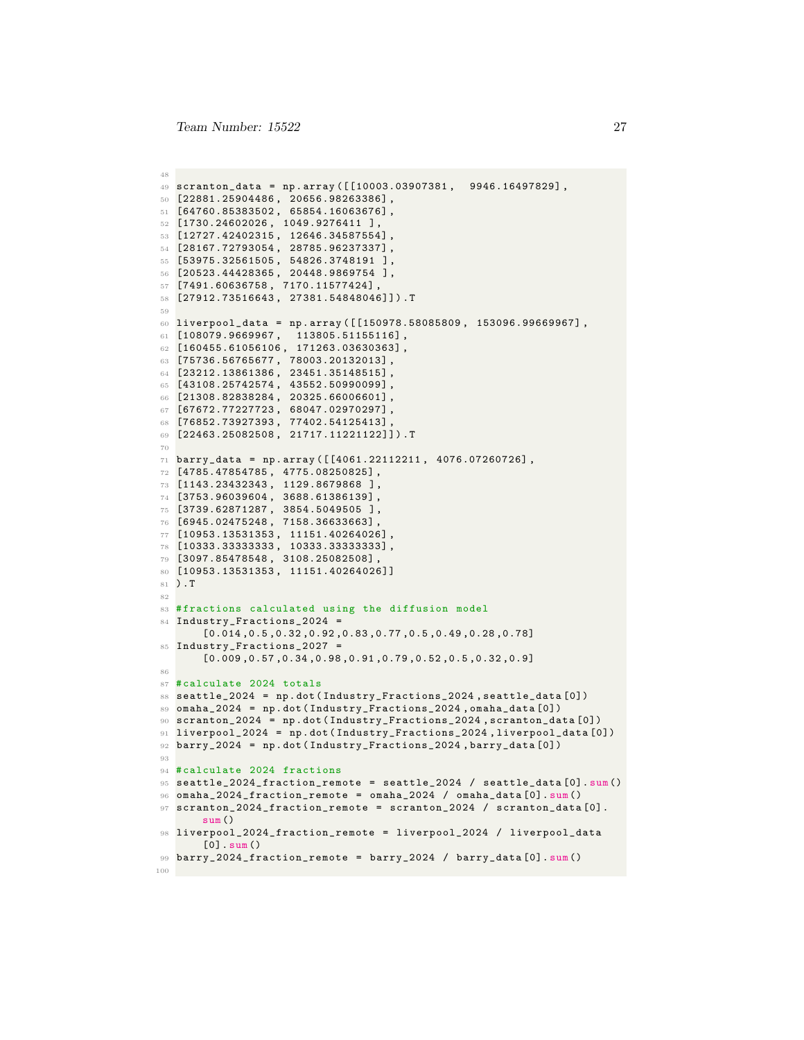```
scranton_data = np.array([[10003.03907381,  9946.16497829],
[22881.25904486, 20656.98263386],
[64760.85383502, 65854.16063676],
[1730.24602026, 1049.9276411 ],
[12727.42402315, 12646.34587554],
[28167.72793054, 28785.96237337],
[53975.32561505, 54826.3748191 ],
[20523.44428365, 20448.9869754 ],
[7491.60636758, 7170.11577424],
[27912.73516643, 27381.54848046]]).T

liverpool_data = np.array([[150978.58085809, 153096.99669967],
[108079.9669967,  113805.51155116],
[160455.61056106, 171263.03630363],
[75736.56765677, 78003.20132013],
[23212.13861386, 23451.35148515],
[43108.25742574, 43552.50990099],
[21308.82838284, 20325.66006601],
[67672.77227723, 68047.02970297],
[76852.73927393, 77402.54125413],
[22463.25082508, 21717.11221122]]).T

barry_data = np.array([[4061.22112211, 4076.07260726],
[4785.47854785, 4775.08250825],
[1143.23432343, 1129.8679868 ],
[3753.96039604, 3688.61386139],
[3739.62871287, 3854.5049505 ],
[6945.02475248, 7158.36633663],
[10953.13531353, 11151.40264026],
[10333.33333333, 10333.33333333],
[3097.85478548, 3108.25082508],
[10953.13531353, 11151.40264026]]
).T

#fractions calculated using the diffusion model
Industry_Fractions_2024 =
    [0.014,0.5,0.32,0.92,0.83,0.77,0.5,0.49,0.28,0.78]
Industry_Fractions_2027 =
    [0.009,0.57,0.34,0.98,0.91,0.79,0.52,0.5,0.32,0.9]

#calculate 2024 totals
seattle_2024 = np.dot(Industry_Fractions_2024,seattle_data[0])
omaha_2024 = np.dot(Industry_Fractions_2024,omaha_data[0])
scranton_2024 = np.dot(Industry_Fractions_2024,scranton_data[0])
liverpool_2024 = np.dot(Industry_Fractions_2024,liverpool_data[0])
barry_2024 = np.dot(Industry_Fractions_2024,barry_data[0])

#calculate 2024 fractions
seattle_2024_fraction_remote = seattle_2024 / seattle_data[0].sum()
omaha_2024_fraction_remote = omaha_2024 / omaha_data[0].sum()
scranton_2024_fraction_remote = scranton_2024 / scranton_data[0].
    sum()
liverpool_2024_fraction_remote = liverpool_2024 / liverpool_data
    [0].sum()
barry_2024_fraction_remote = barry_2024 / barry_data[0].sum()
```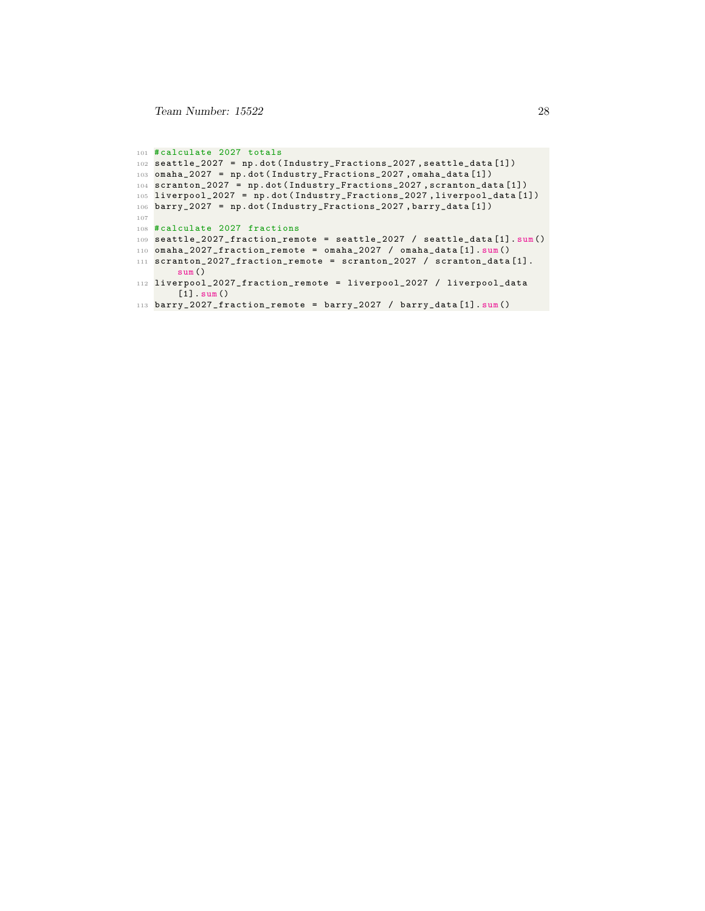```
#calculate 2027 totals
seattle_2027 = np.dot(Industry_Fractions_2027,seattle_data[1])
omaha_2027 = np.dot(Industry_Fractions_2027,omaha_data[1])
scranton_2027 = np.dot(Industry_Fractions_2027,scranton_data[1])
liverpool_2027 = np.dot(Industry_Fractions_2027,liverpool_data[1])
barry_2027 = np.dot(Industry_Fractions_2027,barry_data[1])

#calculate 2027 fractions
seattle_2027_fraction_remote = seattle_2027 / seattle_data[1].sum()
omaha_2027_fraction_remote = omaha_2027 / omaha_data[1].sum()
scranton_2027_fraction_remote = scranton_2027 / scranton_data[1].sum()
liverpool_2027_fraction_remote = liverpool_2027 / liverpool_data[1].sum()
barry_2027_fraction_remote = barry_2027 / barry_data[1].sum()
```